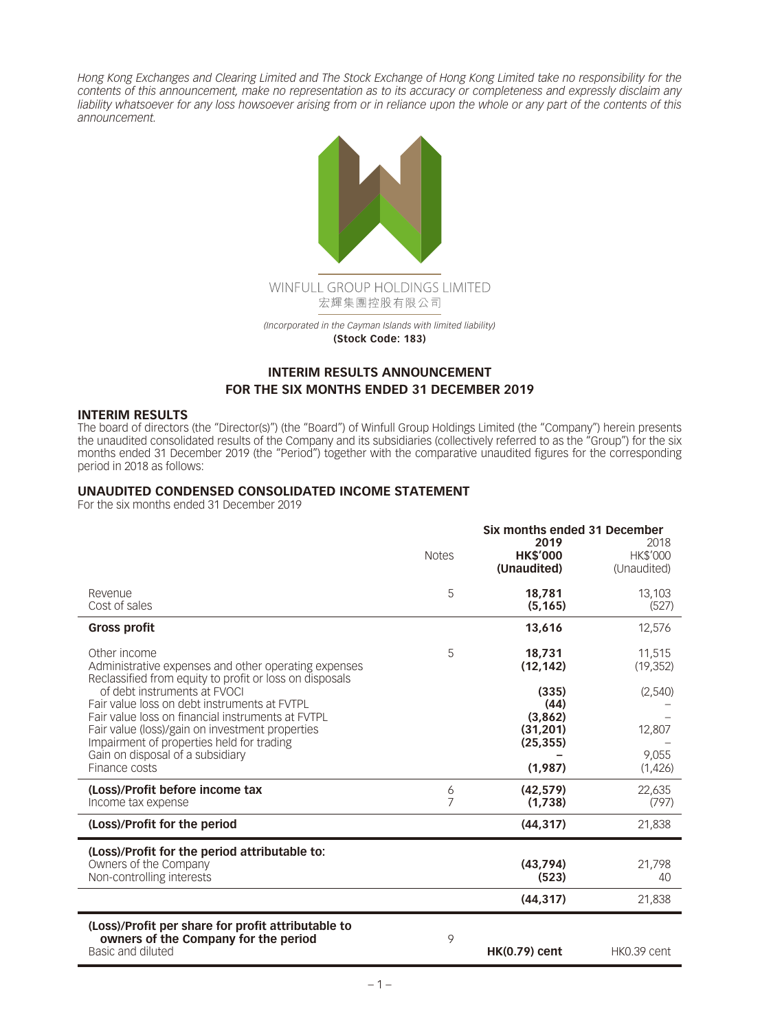*Hong Kong Exchanges and Clearing Limited and The Stock Exchange of Hong Kong Limited take no responsibility for the contents of this announcement, make no representation as to its accuracy or completeness and expressly disclaim any liability whatsoever for any loss howsoever arising from or in reliance upon the whole or any part of the contents of this announcement.*

WINFULL GROUP HOLDINGS LIMITED
宏輝集團控股有限公司

*(Incorporated in the Cayman Islands with limited liability)*
**(Stock Code: 183)**

## INTERIM RESULTS ANNOUNCEMENT FOR THE SIX MONTHS ENDED 31 DECEMBER 2019

### INTERIM RESULTS

The board of directors (the "Director(s)") (the "Board") of Winfull Group Holdings Limited (the "Company") herein presents the unaudited consolidated results of the Company and its subsidiaries (collectively referred to as the "Group") for the six months ended 31 December 2019 (the "Period") together with the comparative unaudited figures for the corresponding period in 2018 as follows:

### UNAUDITED CONDENSED CONSOLIDATED INCOME STATEMENT

For the six months ended 31 December 2019

| | Notes | Six months ended 31 December **2019** **HK$'000** **(Unaudited)** | 2018 HK$'000 (Unaudited) |
|---|---|---|---|
| Revenue | 5 | **18,781** | 13,103 |
| Cost of sales | | **(5,165)** | (527) |
| **Gross profit** | | **13,616** | 12,576 |
| Other income | 5 | **18,731** | 11,515 |
| Administrative expenses and other operating expenses | | **(12,142)** | (19,352) |
| Reclassified from equity to profit or loss on disposals of debt instruments at FVOCI | | **(335)** | (2,540) |
| Fair value loss on debt instruments at FVTPL | | **(44)** | – |
| Fair value loss on financial instruments at FVTPL | | **(3,862)** | – |
| Fair value (loss)/gain on investment properties | | **(31,201)** | 12,807 |
| Impairment of properties held for trading | | **(25,355)** | – |
| Gain on disposal of a subsidiary | | **–** | 9,055 |
| Finance costs | | **(1,987)** | (1,426) |
| **(Loss)/Profit before income tax** | 6 | **(42,579)** | 22,635 |
| Income tax expense | 7 | **(1,738)** | (797) |
| **(Loss)/Profit for the period** | | **(44,317)** | 21,838 |
| **(Loss)/Profit for the period attributable to:** | | | |
| Owners of the Company | | **(43,794)** | 21,798 |
| Non-controlling interests | | **(523)** | 40 |
| | | **(44,317)** | 21,838 |
| **(Loss)/Profit per share for profit attributable to owners of the Company for the period** | 9 | | |
| Basic and diluted | | **HK(0.79) cent** | HK0.39 cent |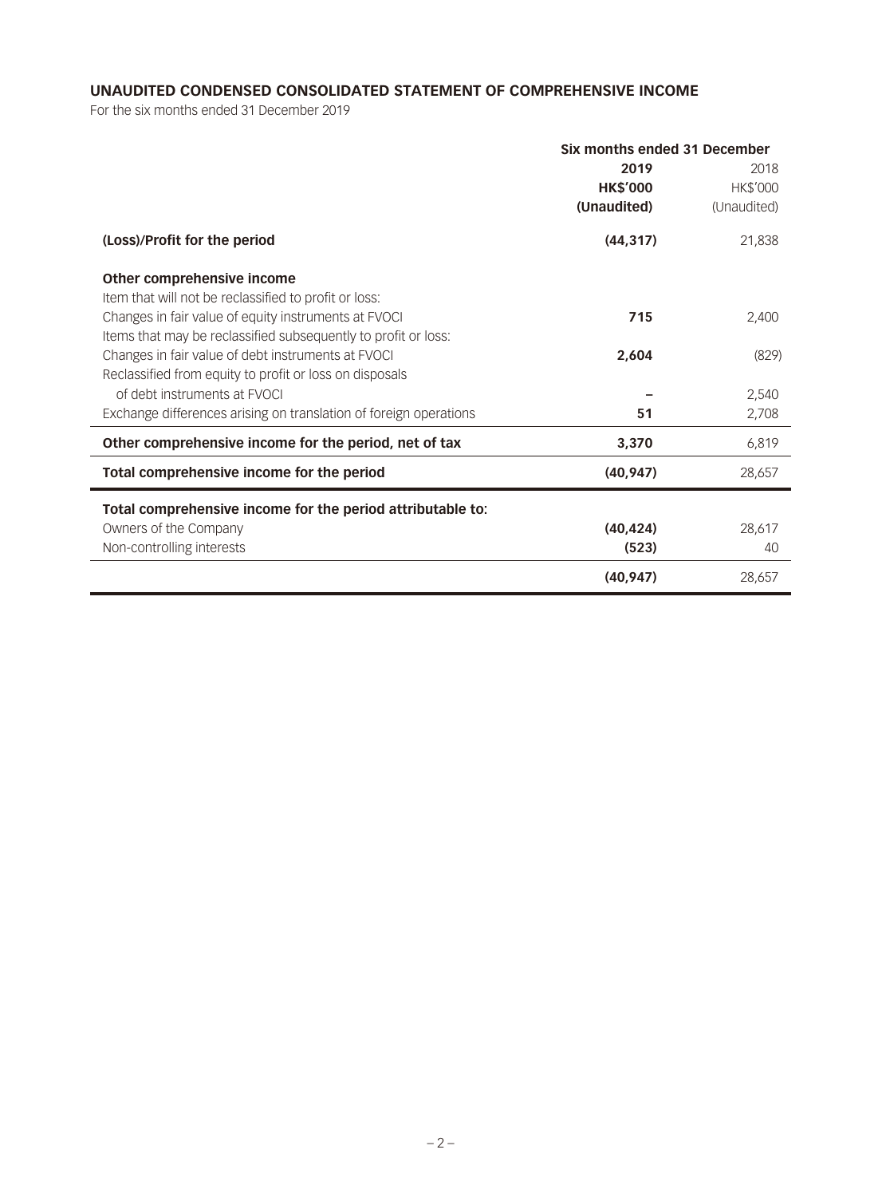**UNAUDITED CONDENSED CONSOLIDATED STATEMENT OF COMPREHENSIVE INCOME**

For the six months ended 31 December 2019

| | Six months ended 31 December | |
|---|---|---|
| | **2019** | 2018 |
| | **HK$'000** | HK$'000 |
| | **(Unaudited)** | (Unaudited) |
| **(Loss)/Profit for the period** | **(44,317)** | 21,838 |
| **Other comprehensive income** | | |
| Item that will not be reclassified to profit or loss: | | |
| Changes in fair value of equity instruments at FVOCI | **715** | 2,400 |
| Items that may be reclassified subsequently to profit or loss: | | |
| Changes in fair value of debt instruments at FVOCI | **2,604** | (829) |
| Reclassified from equity to profit or loss on disposals of debt instruments at FVOCI | **–** | 2,540 |
| Exchange differences arising on translation of foreign operations | **51** | 2,708 |
| **Other comprehensive income for the period, net of tax** | **3,370** | 6,819 |
| **Total comprehensive income for the period** | **(40,947)** | 28,657 |
| **Total comprehensive income for the period attributable to:** | | |
| Owners of the Company | **(40,424)** | 28,617 |
| Non-controlling interests | **(523)** | 40 |
| | **(40,947)** | 28,657 |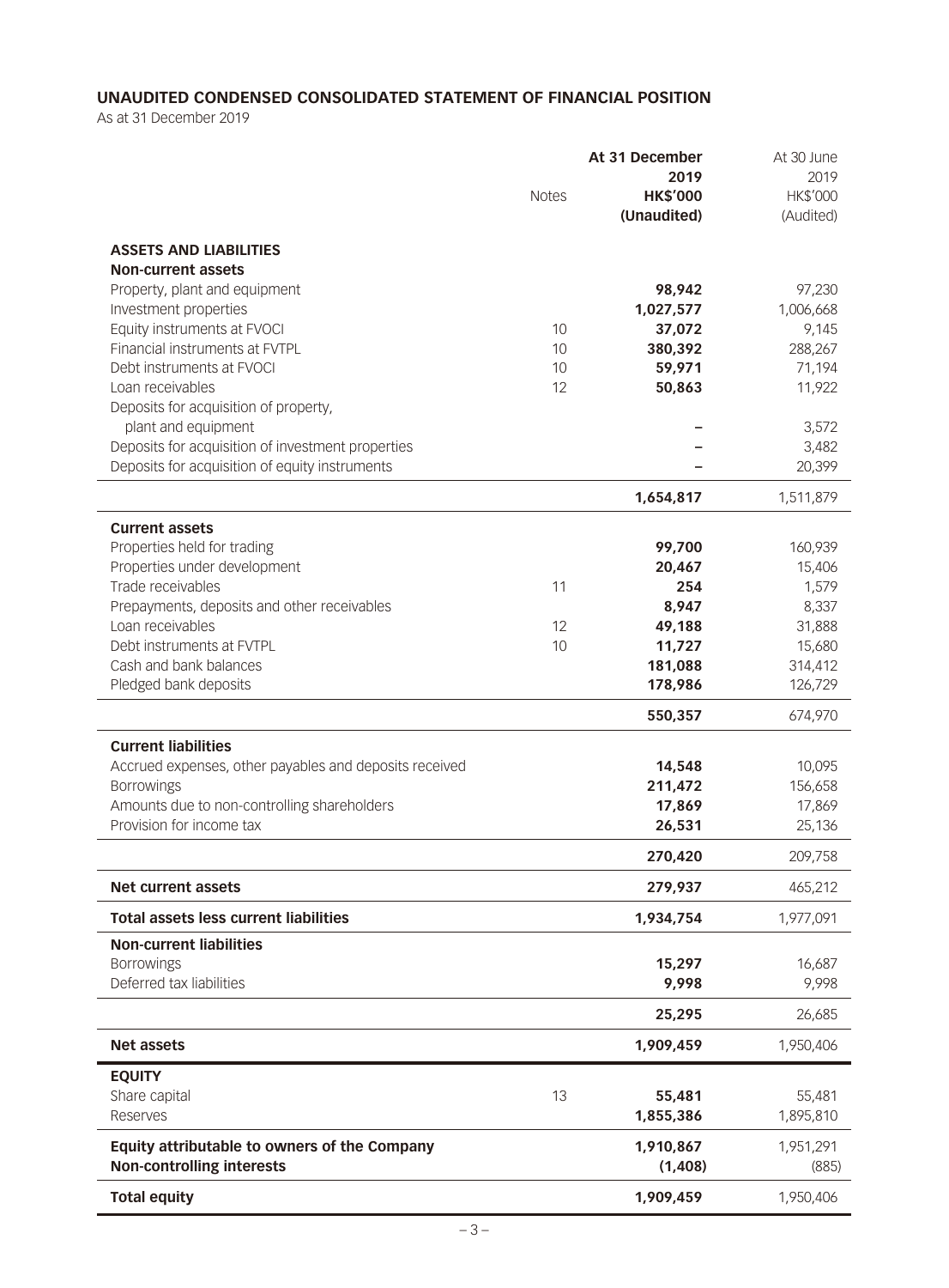## UNAUDITED CONDENSED CONSOLIDATED STATEMENT OF FINANCIAL POSITION

As at 31 December 2019

| | Notes | **At 31 December 2019 HK$'000 (Unaudited)** | At 30 June 2019 HK$'000 (Audited) |
|---|---|---|---|
| **ASSETS AND LIABILITIES** | | | |
| **Non-current assets** | | | |
| Property, plant and equipment | | **98,942** | 97,230 |
| Investment properties | | **1,027,577** | 1,006,668 |
| Equity instruments at FVOCI | 10 | **37,072** | 9,145 |
| Financial instruments at FVTPL | 10 | **380,392** | 288,267 |
| Debt instruments at FVOCI | 10 | **59,971** | 71,194 |
| Loan receivables | 12 | **50,863** | 11,922 |
| Deposits for acquisition of property, plant and equipment | | **–** | 3,572 |
| Deposits for acquisition of investment properties | | **–** | 3,482 |
| Deposits for acquisition of equity instruments | | **–** | 20,399 |
| | | **1,654,817** | 1,511,879 |
| **Current assets** | | | |
| Properties held for trading | | **99,700** | 160,939 |
| Properties under development | | **20,467** | 15,406 |
| Trade receivables | 11 | **254** | 1,579 |
| Prepayments, deposits and other receivables | | **8,947** | 8,337 |
| Loan receivables | 12 | **49,188** | 31,888 |
| Debt instruments at FVTPL | 10 | **11,727** | 15,680 |
| Cash and bank balances | | **181,088** | 314,412 |
| Pledged bank deposits | | **178,986** | 126,729 |
| | | **550,357** | 674,970 |
| **Current liabilities** | | | |
| Accrued expenses, other payables and deposits received | | **14,548** | 10,095 |
| Borrowings | | **211,472** | 156,658 |
| Amounts due to non-controlling shareholders | | **17,869** | 17,869 |
| Provision for income tax | | **26,531** | 25,136 |
| | | **270,420** | 209,758 |
| **Net current assets** | | **279,937** | 465,212 |
| **Total assets less current liabilities** | | **1,934,754** | 1,977,091 |
| **Non-current liabilities** | | | |
| Borrowings | | **15,297** | 16,687 |
| Deferred tax liabilities | | **9,998** | 9,998 |
| | | **25,295** | 26,685 |
| **Net assets** | | **1,909,459** | 1,950,406 |
| **EQUITY** | | | |
| Share capital | 13 | **55,481** | 55,481 |
| Reserves | | **1,855,386** | 1,895,810 |
| **Equity attributable to owners of the Company** | | **1,910,867** | 1,951,291 |
| **Non-controlling interests** | | **(1,408)** | (885) |
| **Total equity** | | **1,909,459** | 1,950,406 |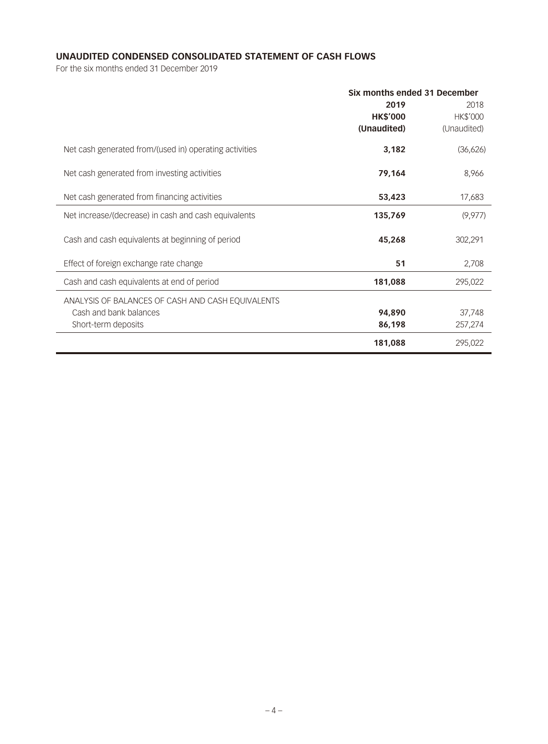## UNAUDITED CONDENSED CONSOLIDATED STATEMENT OF CASH FLOWS

For the six months ended 31 December 2019

| | Six months ended 31 December | |
|---|---|---|
| | **2019** | 2018 |
| | **HK$'000** | HK$'000 |
| | **(Unaudited)** | (Unaudited) |
| Net cash generated from/(used in) operating activities | **3,182** | (36,626) |
| Net cash generated from investing activities | **79,164** | 8,966 |
| Net cash generated from financing activities | **53,423** | 17,683 |
| Net increase/(decrease) in cash and cash equivalents | **135,769** | (9,977) |
| Cash and cash equivalents at beginning of period | **45,268** | 302,291 |
| Effect of foreign exchange rate change | **51** | 2,708 |
| Cash and cash equivalents at end of period | **181,088** | 295,022 |
| ANALYSIS OF BALANCES OF CASH AND CASH EQUIVALENTS | | |
| Cash and bank balances | **94,890** | 37,748 |
| Short-term deposits | **86,198** | 257,274 |
| | **181,088** | 295,022 |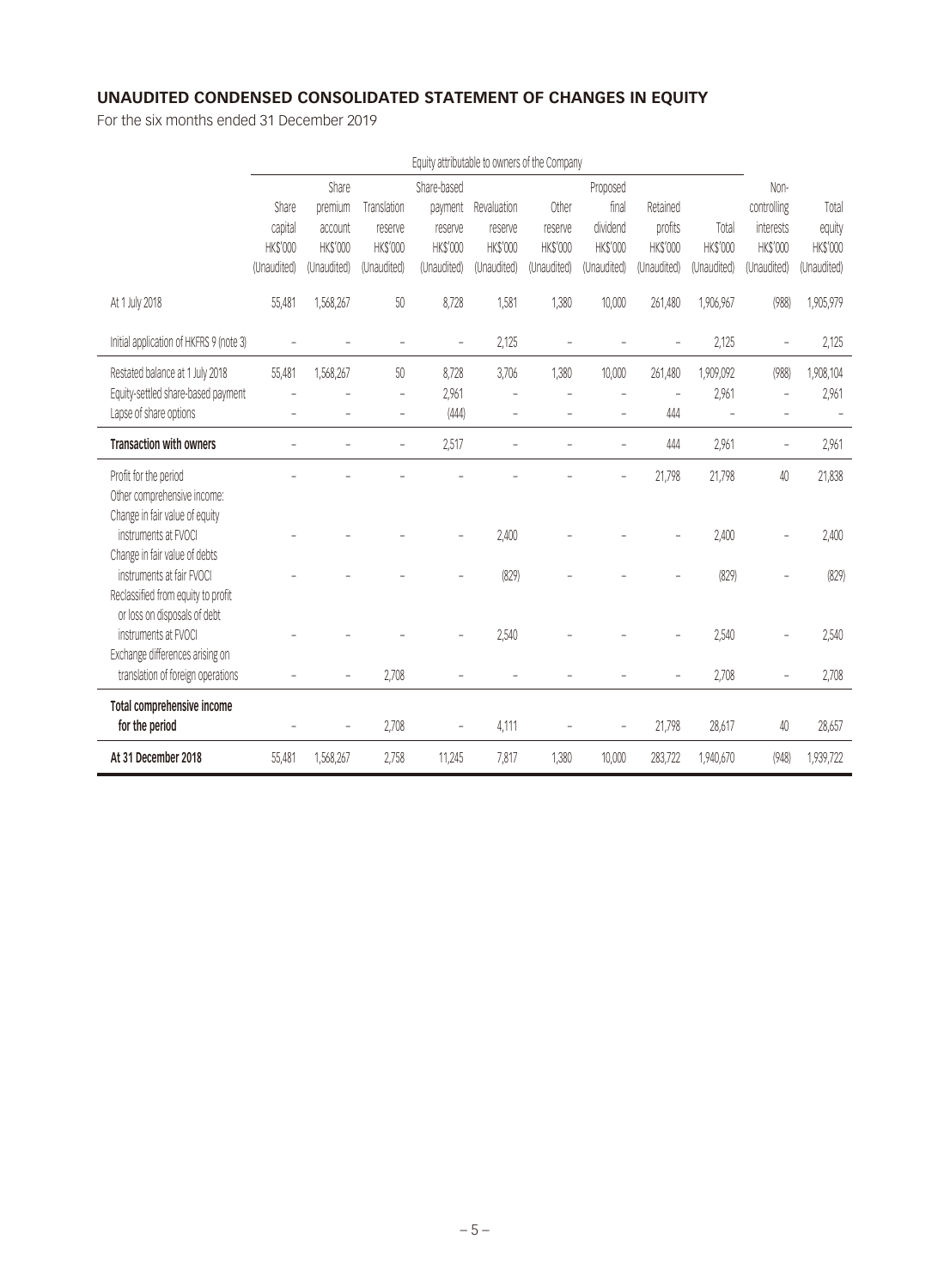## UNAUDITED CONDENSED CONSOLIDATED STATEMENT OF CHANGES IN EQUITY

For the six months ended 31 December 2019

| | Equity attributable to owners of the Company | | | | | | | | | | |
|---|---|---|---|---|---|---|---|---|---|---|---|
| | Share capital HK$'000 (Unaudited) | Share premium account HK$'000 (Unaudited) | Translation reserve HK$'000 (Unaudited) | Share-based payment reserve HK$'000 (Unaudited) | Revaluation reserve HK$'000 (Unaudited) | Other reserve HK$'000 (Unaudited) | Proposed final dividend HK$'000 (Unaudited) | Retained profits HK$'000 (Unaudited) | Total HK$'000 (Unaudited) | Non-controlling interests HK$'000 (Unaudited) | Total equity HK$'000 (Unaudited) |
| At 1 July 2018 | 55,481 | 1,568,267 | 50 | 8,728 | 1,581 | 1,380 | 10,000 | 261,480 | 1,906,967 | (988) | 1,905,979 |
| Initial application of HKFRS 9 (note 3) | – | – | – | – | 2,125 | – | – | – | 2,125 | – | 2,125 |
| Restated balance at 1 July 2018 | 55,481 | 1,568,267 | 50 | 8,728 | 3,706 | 1,380 | 10,000 | 261,480 | 1,909,092 | (988) | 1,908,104 |
| Equity-settled share-based payment | – | – | – | 2,961 | – | – | – | – | 2,961 | – | 2,961 |
| Lapse of share options | – | – | – | (444) | – | – | – | 444 | – | – | – |
| **Transaction with owners** | – | – | – | 2,517 | – | – | – | 444 | 2,961 | – | 2,961 |
| Profit for the period | – | – | – | – | – | – | – | 21,798 | 21,798 | 40 | 21,838 |
| Other comprehensive income: | | | | | | | | | | | |
| Change in fair value of equity instruments at FVOCI | – | – | – | – | 2,400 | – | – | – | 2,400 | – | 2,400 |
| Change in fair value of debts instruments at fair FVOCI | – | – | – | – | (829) | – | – | – | (829) | – | (829) |
| Reclassified from equity to profit or loss on disposals of debt instruments at FVOCI | – | – | – | – | 2,540 | – | – | – | 2,540 | – | 2,540 |
| Exchange differences arising on translation of foreign operations | – | – | 2,708 | – | – | – | – | – | 2,708 | – | 2,708 |
| **Total comprehensive income for the period** | – | – | 2,708 | – | 4,111 | – | – | 21,798 | 28,617 | 40 | 28,657 |
| **At 31 December 2018** | 55,481 | 1,568,267 | 2,758 | 11,245 | 7,817 | 1,380 | 10,000 | 283,722 | 1,940,670 | (948) | 1,939,722 |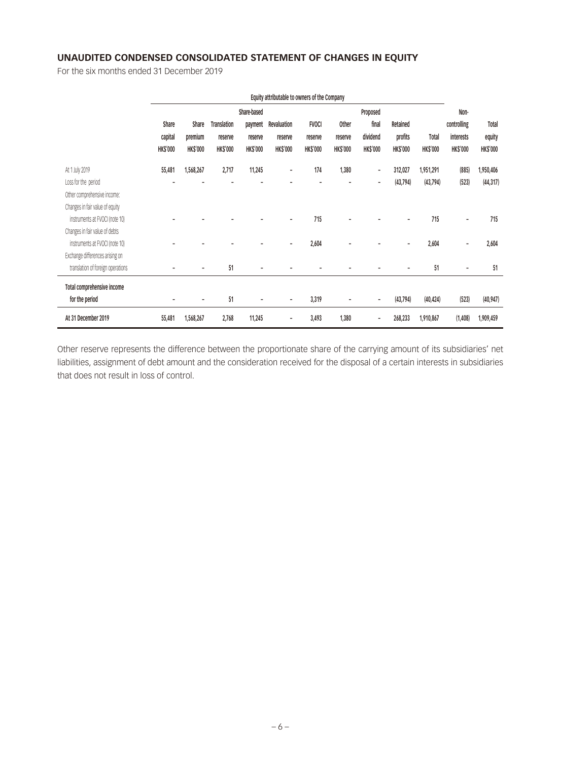## UNAUDITED CONDENSED CONSOLIDATED STATEMENT OF CHANGES IN EQUITY

For the six months ended 31 December 2019

| | Equity attributable to owners of the Company | | | | | | | | | | | |
|---|---|---|---|---|---|---|---|---|---|---|---|---|
| | Share capital HK$'000 | Share premium HK$'000 | Translation reserve HK$'000 | Share-based payment reserve HK$'000 | Revaluation reserve HK$'000 | FVOCI reserve HK$'000 | Other reserve HK$'000 | Proposed final dividend HK$'000 | Retained profits HK$'000 | Total HK$'000 | Non-controlling interests HK$'000 | Total equity HK$'000 |
| At 1 July 2019 | 55,481 | 1,568,267 | 2,717 | 11,245 | – | 174 | 1,380 | – | 312,027 | 1,951,291 | (885) | 1,950,406 |
| Loss for the period | – | – | – | – | – | – | – | – | (43,794) | (43,794) | (523) | (44,317) |
| Other comprehensive income: | | | | | | | | | | | | |
| Changes in fair value of equity instruments at FVOCI (note 10) | – | – | – | – | – | 715 | – | – | – | 715 | – | 715 |
| Changes in fair value of debts instruments at FVOCI (note 10) | – | – | – | – | – | 2,604 | – | – | – | 2,604 | – | 2,604 |
| Exchange differences arising on translation of foreign operations | – | – | 51 | – | – | – | – | – | – | 51 | – | 51 |
| **Total comprehensive income for the period** | – | – | 51 | – | – | 3,319 | – | – | (43,794) | (40,424) | (523) | (40,947) |
| **At 31 December 2019** | 55,481 | 1,568,267 | 2,768 | 11,245 | – | 3,493 | 1,380 | – | 268,233 | 1,910,867 | (1,408) | 1,909,459 |

Other reserve represents the difference between the proportionate share of the carrying amount of its subsidiaries' net liabilities, assignment of debt amount and the consideration received for the disposal of a certain interests in subsidiaries that does not result in loss of control.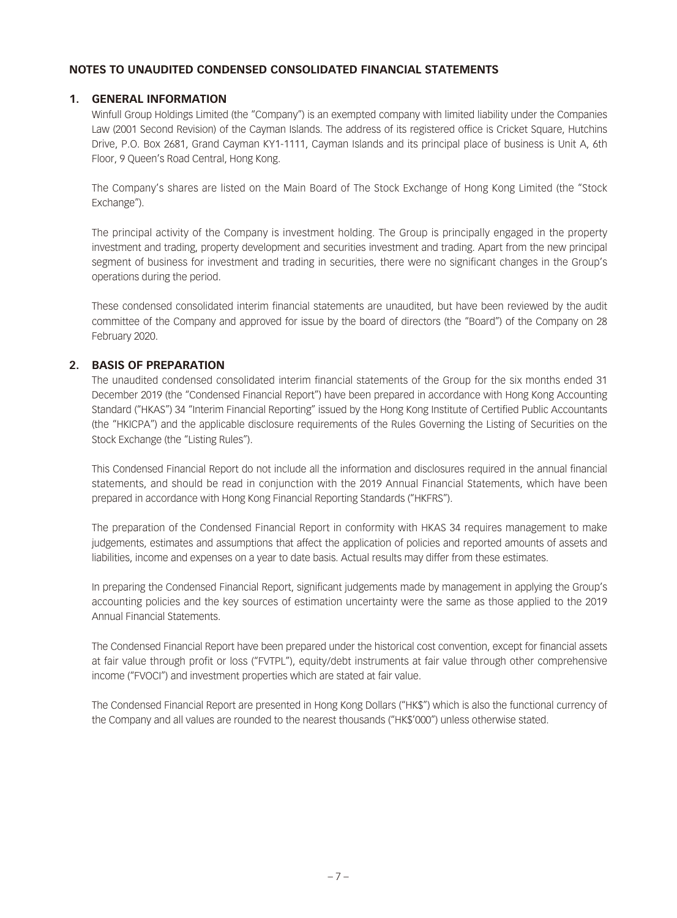## NOTES TO UNAUDITED CONDENSED CONSOLIDATED FINANCIAL STATEMENTS

### 1. GENERAL INFORMATION

Winfull Group Holdings Limited (the "Company") is an exempted company with limited liability under the Companies Law (2001 Second Revision) of the Cayman Islands. The address of its registered office is Cricket Square, Hutchins Drive, P.O. Box 2681, Grand Cayman KY1-1111, Cayman Islands and its principal place of business is Unit A, 6th Floor, 9 Queen's Road Central, Hong Kong.

The Company's shares are listed on the Main Board of The Stock Exchange of Hong Kong Limited (the "Stock Exchange").

The principal activity of the Company is investment holding. The Group is principally engaged in the property investment and trading, property development and securities investment and trading. Apart from the new principal segment of business for investment and trading in securities, there were no significant changes in the Group's operations during the period.

These condensed consolidated interim financial statements are unaudited, but have been reviewed by the audit committee of the Company and approved for issue by the board of directors (the "Board") of the Company on 28 February 2020.

### 2. BASIS OF PREPARATION

The unaudited condensed consolidated interim financial statements of the Group for the six months ended 31 December 2019 (the "Condensed Financial Report") have been prepared in accordance with Hong Kong Accounting Standard ("HKAS") 34 "Interim Financial Reporting" issued by the Hong Kong Institute of Certified Public Accountants (the "HKICPA") and the applicable disclosure requirements of the Rules Governing the Listing of Securities on the Stock Exchange (the "Listing Rules").

This Condensed Financial Report do not include all the information and disclosures required in the annual financial statements, and should be read in conjunction with the 2019 Annual Financial Statements, which have been prepared in accordance with Hong Kong Financial Reporting Standards ("HKFRS").

The preparation of the Condensed Financial Report in conformity with HKAS 34 requires management to make judgements, estimates and assumptions that affect the application of policies and reported amounts of assets and liabilities, income and expenses on a year to date basis. Actual results may differ from these estimates.

In preparing the Condensed Financial Report, significant judgements made by management in applying the Group's accounting policies and the key sources of estimation uncertainty were the same as those applied to the 2019 Annual Financial Statements.

The Condensed Financial Report have been prepared under the historical cost convention, except for financial assets at fair value through profit or loss ("FVTPL"), equity/debt instruments at fair value through other comprehensive income ("FVOCI") and investment properties which are stated at fair value.

The Condensed Financial Report are presented in Hong Kong Dollars ("HK$") which is also the functional currency of the Company and all values are rounded to the nearest thousands ("HK$'000") unless otherwise stated.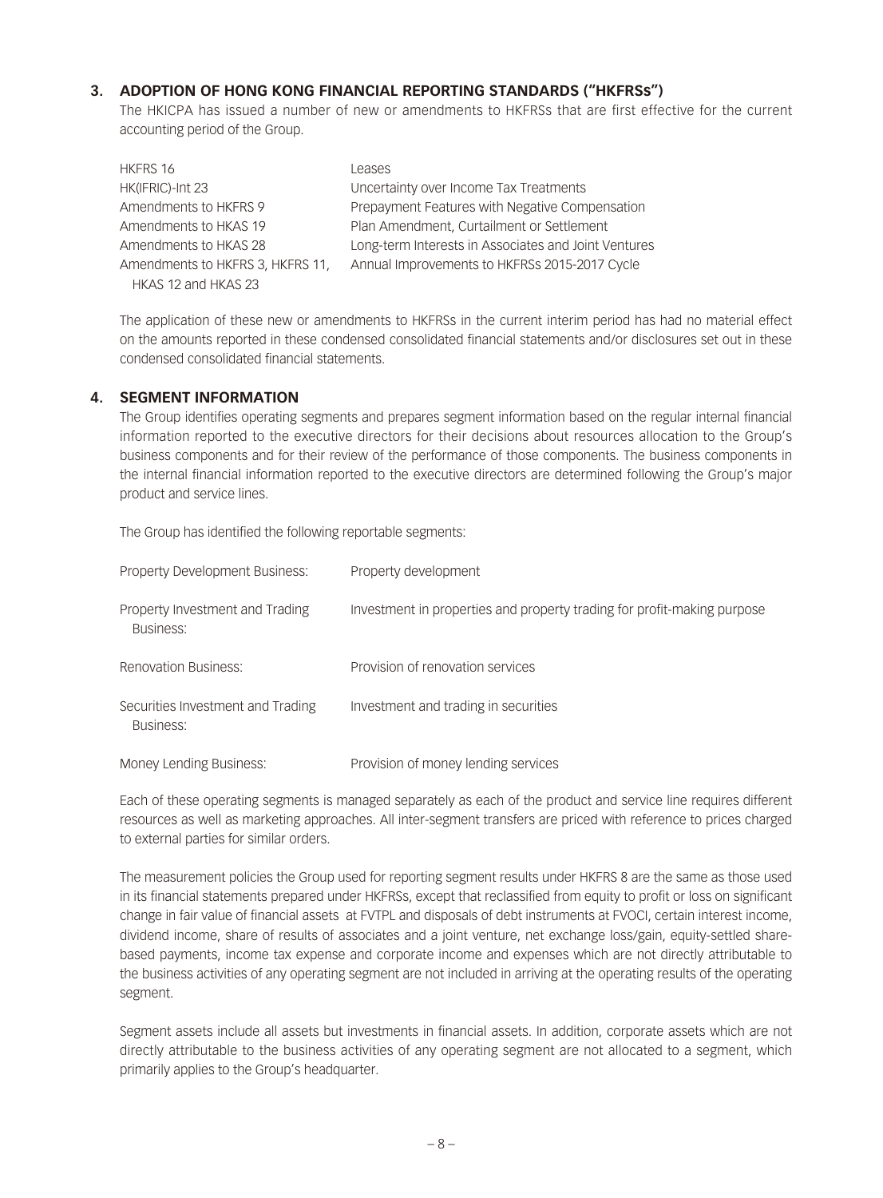## 3. ADOPTION OF HONG KONG FINANCIAL REPORTING STANDARDS ("HKFRSs")

The HKICPA has issued a number of new or amendments to HKFRSs that are first effective for the current accounting period of the Group.

| | |
|---|---|
| HKFRS 16 | Leases |
| HK(IFRIC)-Int 23 | Uncertainty over Income Tax Treatments |
| Amendments to HKFRS 9 | Prepayment Features with Negative Compensation |
| Amendments to HKAS 19 | Plan Amendment, Curtailment or Settlement |
| Amendments to HKAS 28 | Long-term Interests in Associates and Joint Ventures |
| Amendments to HKFRS 3, HKFRS 11, HKAS 12 and HKAS 23 | Annual Improvements to HKFRSs 2015-2017 Cycle |

The application of these new or amendments to HKFRSs in the current interim period has had no material effect on the amounts reported in these condensed consolidated financial statements and/or disclosures set out in these condensed consolidated financial statements.

## 4. SEGMENT INFORMATION

The Group identifies operating segments and prepares segment information based on the regular internal financial information reported to the executive directors for their decisions about resources allocation to the Group's business components and for their review of the performance of those components. The business components in the internal financial information reported to the executive directors are determined following the Group's major product and service lines.

The Group has identified the following reportable segments:

| | |
|---|---|
| Property Development Business: | Property development |
| Property Investment and Trading Business: | Investment in properties and property trading for profit-making purpose |
| Renovation Business: | Provision of renovation services |
| Securities Investment and Trading Business: | Investment and trading in securities |
| Money Lending Business: | Provision of money lending services |

Each of these operating segments is managed separately as each of the product and service line requires different resources as well as marketing approaches. All inter-segment transfers are priced with reference to prices charged to external parties for similar orders.

The measurement policies the Group used for reporting segment results under HKFRS 8 are the same as those used in its financial statements prepared under HKFRSs, except that reclassified from equity to profit or loss on significant change in fair value of financial assets at FVTPL and disposals of debt instruments at FVOCI, certain interest income, dividend income, share of results of associates and a joint venture, net exchange loss/gain, equity-settled share-based payments, income tax expense and corporate income and expenses which are not directly attributable to the business activities of any operating segment are not included in arriving at the operating results of the operating segment.

Segment assets include all assets but investments in financial assets. In addition, corporate assets which are not directly attributable to the business activities of any operating segment are not allocated to a segment, which primarily applies to the Group's headquarter.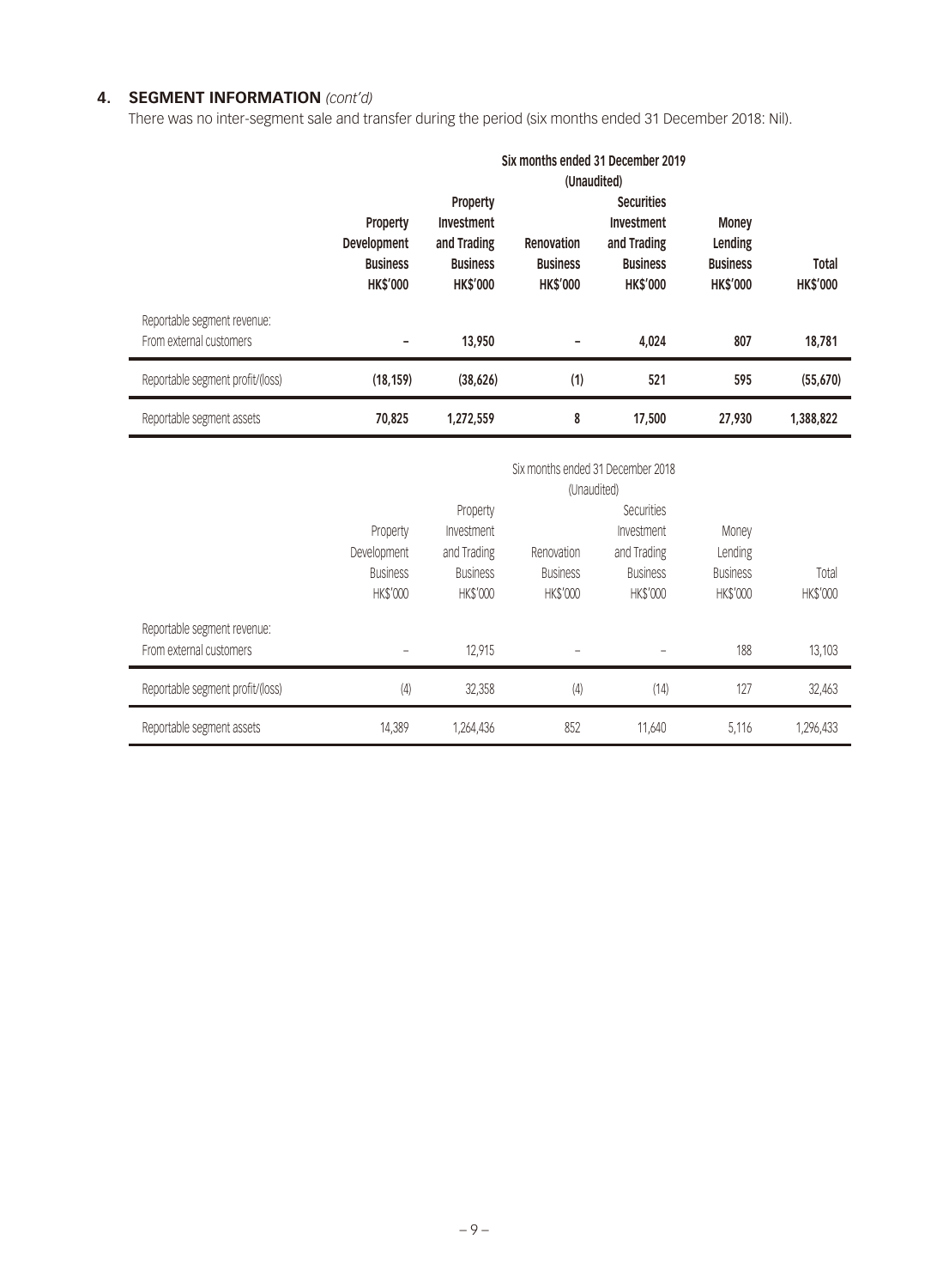## 4. SEGMENT INFORMATION *(cont'd)*

There was no inter-segment sale and transfer during the period (six months ended 31 December 2018: Nil).

| | **Six months ended 31 December 2019 (Unaudited)** | | | | | |
|---|---|---|---|---|---|---|
| | **Property Development Business HK$'000** | **Property Investment and Trading Business HK$'000** | **Renovation Business HK$'000** | **Securities Investment and Trading Business HK$'000** | **Money Lending Business HK$'000** | **Total HK$'000** |
| Reportable segment revenue: | | | | | | |
| From external customers | **–** | **13,950** | **–** | **4,024** | **807** | **18,781** |
| Reportable segment profit/(loss) | **(18,159)** | **(38,626)** | **(1)** | **521** | **595** | **(55,670)** |
| Reportable segment assets | **70,825** | **1,272,559** | **8** | **17,500** | **27,930** | **1,388,822** |

| | Six months ended 31 December 2018 (Unaudited) | | | | | |
|---|---|---|---|---|---|---|
| | Property Development Business HK$'000 | Property Investment and Trading Business HK$'000 | Renovation Business HK$'000 | Securities Investment and Trading Business HK$'000 | Money Lending Business HK$'000 | Total HK$'000 |
| Reportable segment revenue: | | | | | | |
| From external customers | – | 12,915 | – | – | 188 | 13,103 |
| Reportable segment profit/(loss) | (4) | 32,358 | (4) | (14) | 127 | 32,463 |
| Reportable segment assets | 14,389 | 1,264,436 | 852 | 11,640 | 5,116 | 1,296,433 |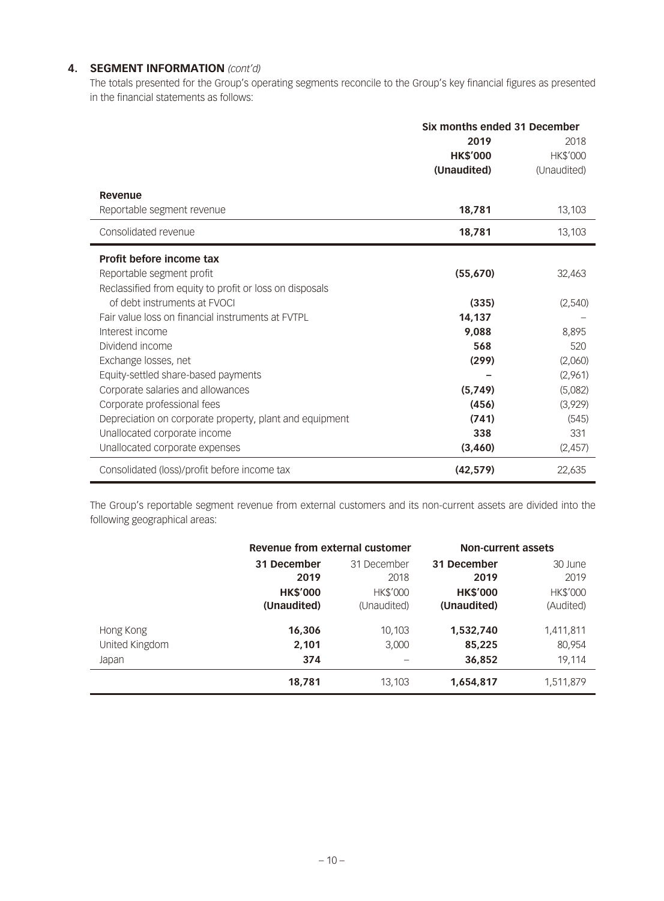## 4. SEGMENT INFORMATION *(cont'd)*

The totals presented for the Group's operating segments reconcile to the Group's key financial figures as presented in the financial statements as follows:

| | Six months ended 31 December | |
|---|---|---|
| | **2019** | 2018 |
| | **HK$'000** | HK$'000 |
| | **(Unaudited)** | (Unaudited) |
| **Revenue** | | |
| Reportable segment revenue | **18,781** | 13,103 |
| Consolidated revenue | **18,781** | 13,103 |
| **Profit before income tax** | | |
| Reportable segment profit | **(55,670)** | 32,463 |
| Reclassified from equity to profit or loss on disposals of debt instruments at FVOCI | **(335)** | (2,540) |
| Fair value loss on financial instruments at FVTPL | **14,137** | – |
| Interest income | **9,088** | 8,895 |
| Dividend income | **568** | 520 |
| Exchange losses, net | **(299)** | (2,060) |
| Equity-settled share-based payments | **–** | (2,961) |
| Corporate salaries and allowances | **(5,749)** | (5,082) |
| Corporate professional fees | **(456)** | (3,929) |
| Depreciation on corporate property, plant and equipment | **(741)** | (545) |
| Unallocated corporate income | **338** | 331 |
| Unallocated corporate expenses | **(3,460)** | (2,457) |
| Consolidated (loss)/profit before income tax | **(42,579)** | 22,635 |

The Group's reportable segment revenue from external customers and its non-current assets are divided into the following geographical areas:

| | Revenue from external customer | | Non-current assets | |
|---|---|---|---|---|
| | **31 December 2019** | 31 December 2018 | **31 December 2019** | 30 June 2019 |
| | **HK$'000** | HK$'000 | **HK$'000** | HK$'000 |
| | **(Unaudited)** | (Unaudited) | **(Unaudited)** | (Audited) |
| Hong Kong | **16,306** | 10,103 | **1,532,740** | 1,411,811 |
| United Kingdom | **2,101** | 3,000 | **85,225** | 80,954 |
| Japan | **374** | – | **36,852** | 19,114 |
| | **18,781** | 13,103 | **1,654,817** | 1,511,879 |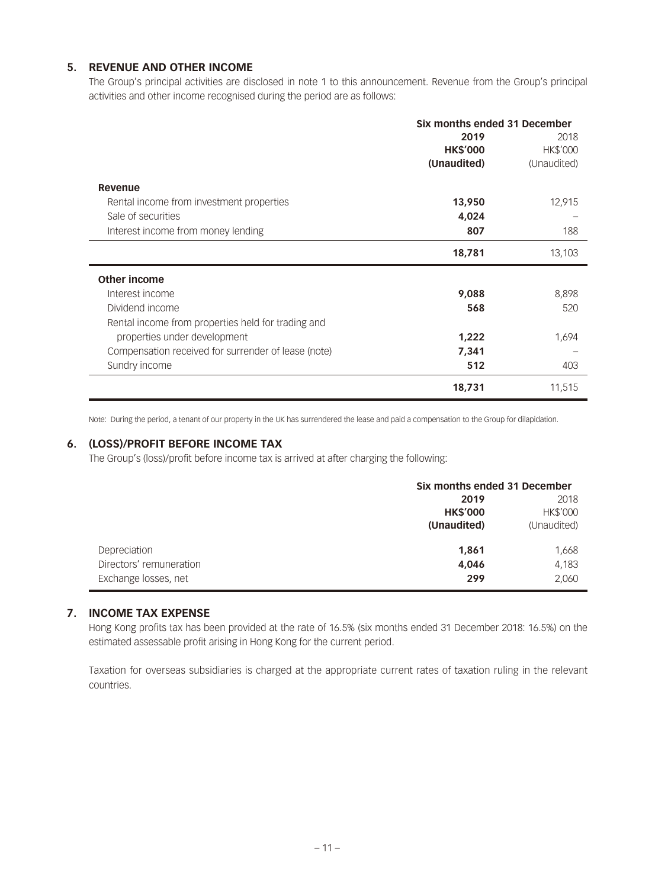## 5. REVENUE AND OTHER INCOME

The Group's principal activities are disclosed in note 1 to this announcement. Revenue from the Group's principal activities and other income recognised during the period are as follows:

| | Six months ended 31 December | |
|---|---|---|
| | **2019** | 2018 |
| | **HK$'000** | HK$'000 |
| | **(Unaudited)** | (Unaudited) |
| **Revenue** | | |
| Rental income from investment properties | **13,950** | 12,915 |
| Sale of securities | **4,024** | – |
| Interest income from money lending | **807** | 188 |
| | **18,781** | 13,103 |
| **Other income** | | |
| Interest income | **9,088** | 8,898 |
| Dividend income | **568** | 520 |
| Rental income from properties held for trading and properties under development | **1,222** | 1,694 |
| Compensation received for surrender of lease (note) | **7,341** | – |
| Sundry income | **512** | 403 |
| | **18,731** | 11,515 |

Note: During the period, a tenant of our property in the UK has surrendered the lease and paid a compensation to the Group for dilapidation.

## 6. (LOSS)/PROFIT BEFORE INCOME TAX

The Group's (loss)/profit before income tax is arrived at after charging the following:

| | Six months ended 31 December | |
|---|---|---|
| | **2019** | 2018 |
| | **HK$'000** | HK$'000 |
| | **(Unaudited)** | (Unaudited) |
| Depreciation | **1,861** | 1,668 |
| Directors' remuneration | **4,046** | 4,183 |
| Exchange losses, net | **299** | 2,060 |

## 7. INCOME TAX EXPENSE

Hong Kong profits tax has been provided at the rate of 16.5% (six months ended 31 December 2018: 16.5%) on the estimated assessable profit arising in Hong Kong for the current period.

Taxation for overseas subsidiaries is charged at the appropriate current rates of taxation ruling in the relevant countries.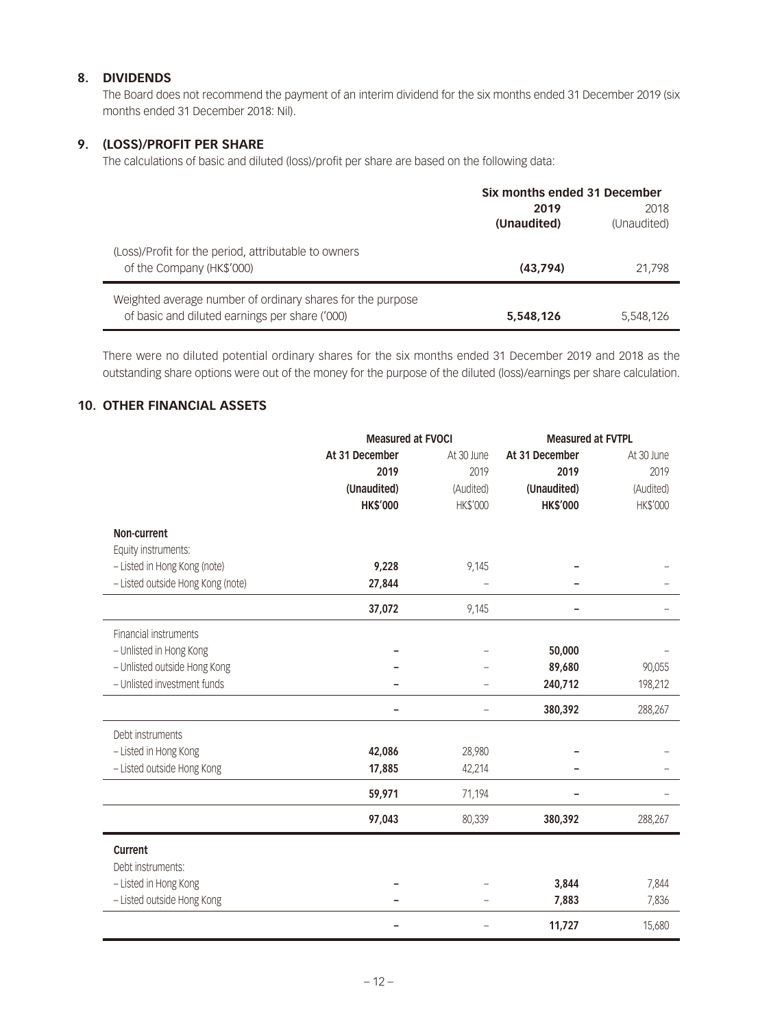## 8. DIVIDENDS

The Board does not recommend the payment of an interim dividend for the six months ended 31 December 2019 (six months ended 31 December 2018: Nil).

## 9. (LOSS)/PROFIT PER SHARE

The calculations of basic and diluted (loss)/profit per share are based on the following data:

| | Six months ended 31 December | |
|---|---|---|
| | **2019** | 2018 |
| | **(Unaudited)** | (Unaudited) |
| (Loss)/Profit for the period, attributable to owners of the Company (HK$'000) | **(43,794)** | 21,798 |
| Weighted average number of ordinary shares for the purpose of basic and diluted earnings per share ('000) | **5,548,126** | 5,548,126 |

There were no diluted potential ordinary shares for the six months ended 31 December 2019 and 2018 as the outstanding share options were out of the money for the purpose of the diluted (loss)/earnings per share calculation.

## 10. OTHER FINANCIAL ASSETS

| | Measured at FVOCI | | Measured at FVTPL | |
|---|---|---|---|---|
| | **At 31 December 2019** | At 30 June 2019 | **At 31 December 2019** | At 30 June 2019 |
| | **(Unaudited)** | (Audited) | **(Unaudited)** | (Audited) |
| | **HK$'000** | HK$'000 | **HK$'000** | HK$'000 |
| **Non-current** | | | | |
| Equity instruments: | | | | |
| – Listed in Hong Kong (note) | **9,228** | 9,145 | **–** | – |
| – Listed outside Hong Kong (note) | **27,844** | – | **–** | – |
| | **37,072** | 9,145 | **–** | – |
| Financial instruments | | | | |
| – Unlisted in Hong Kong | **–** | – | **50,000** | – |
| – Unlisted outside Hong Kong | **–** | – | **89,680** | 90,055 |
| – Unlisted investment funds | **–** | – | **240,712** | 198,212 |
| | **–** | – | **380,392** | 288,267 |
| Debt instruments | | | | |
| – Listed in Hong Kong | **42,086** | 28,980 | **–** | – |
| – Listed outside Hong Kong | **17,885** | 42,214 | **–** | – |
| | **59,971** | 71,194 | **–** | – |
| | **97,043** | 80,339 | **380,392** | 288,267 |
| **Current** | | | | |
| Debt instruments: | | | | |
| – Listed in Hong Kong | **–** | – | **3,844** | 7,844 |
| – Listed outside Hong Kong | **–** | – | **7,883** | 7,836 |
| | **–** | – | **11,727** | 15,680 |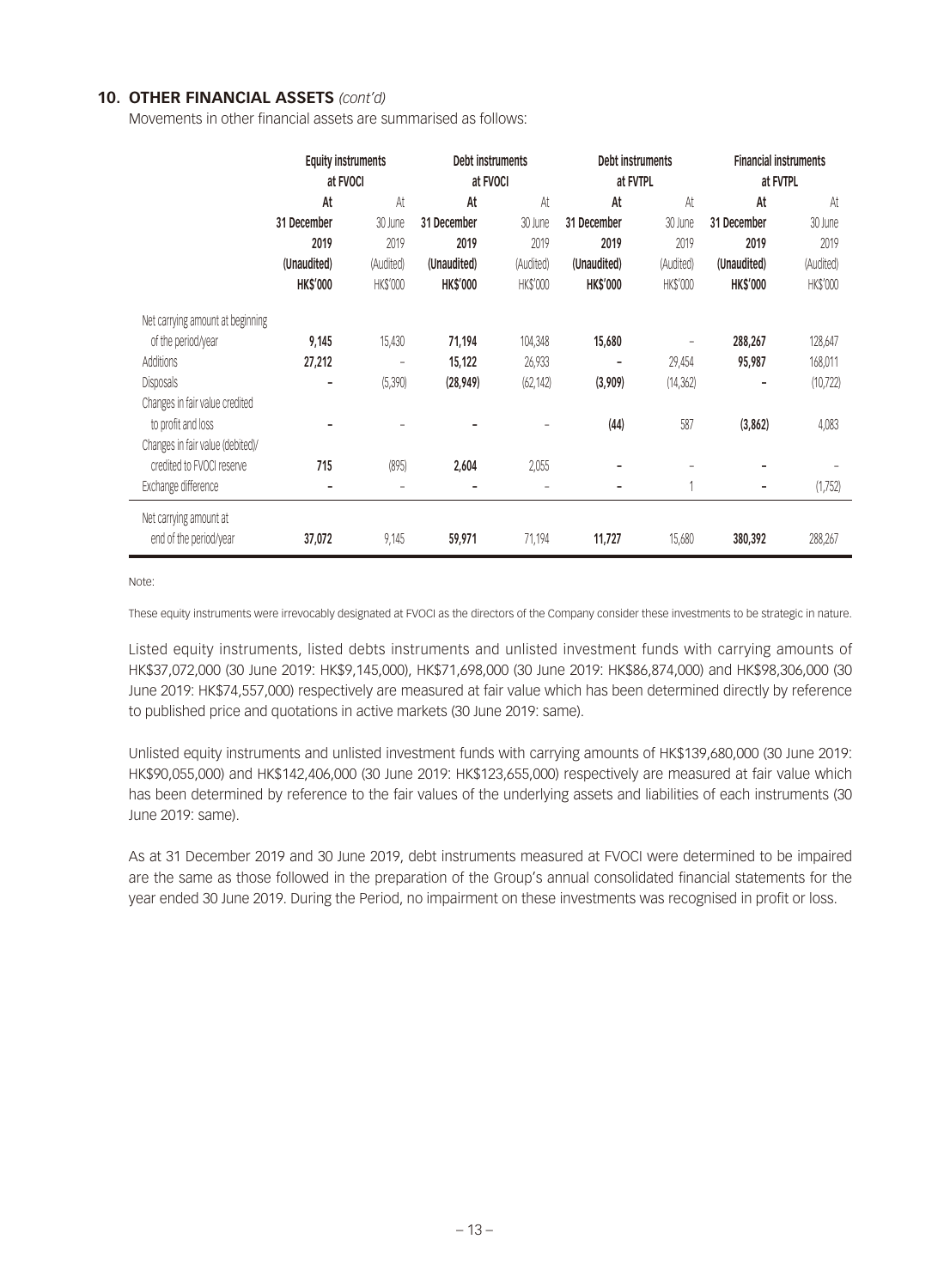## 10. OTHER FINANCIAL ASSETS *(cont'd)*

Movements in other financial assets are summarised as follows:

| | Equity instruments at FVOCI | | Debt instruments at FVOCI | | Debt instruments at FVTPL | | Financial instruments at FVTPL | |
|---|---|---|---|---|---|---|---|---|
| | **At 31 December 2019 (Unaudited) HK$'000** | At 30 June 2019 (Audited) HK$'000 | **At 31 December 2019 (Unaudited) HK$'000** | At 30 June 2019 (Audited) HK$'000 | **At 31 December 2019 (Unaudited) HK$'000** | At 30 June 2019 (Audited) HK$'000 | **At 31 December 2019 (Unaudited) HK$'000** | At 30 June 2019 (Audited) HK$'000 |
| Net carrying amount at beginning of the period/year | **9,145** | 15,430 | **71,194** | 104,348 | **15,680** | – | **288,267** | 128,647 |
| Additions | **27,212** | – | **15,122** | 26,933 | **–** | 29,454 | **95,987** | 168,011 |
| Disposals | **–** | (5,390) | **(28,949)** | (62,142) | **(3,909)** | (14,362) | **–** | (10,722) |
| Changes in fair value credited to profit and loss | **–** | – | **–** | – | **(44)** | 587 | **(3,862)** | 4,083 |
| Changes in fair value (debited)/ credited to FVOCI reserve | **715** | (895) | **2,604** | 2,055 | **–** | – | **–** | – |
| Exchange difference | **–** | – | **–** | – | **–** | 1 | **–** | (1,752) |
| Net carrying amount at end of the period/year | **37,072** | 9,145 | **59,971** | 71,194 | **11,727** | 15,680 | **380,392** | 288,267 |

Note:

These equity instruments were irrevocably designated at FVOCI as the directors of the Company consider these investments to be strategic in nature.

Listed equity instruments, listed debts instruments and unlisted investment funds with carrying amounts of HK$37,072,000 (30 June 2019: HK$9,145,000), HK$71,698,000 (30 June 2019: HK$86,874,000) and HK$98,306,000 (30 June 2019: HK$74,557,000) respectively are measured at fair value which has been determined directly by reference to published price and quotations in active markets (30 June 2019: same).

Unlisted equity instruments and unlisted investment funds with carrying amounts of HK$139,680,000 (30 June 2019: HK$90,055,000) and HK$142,406,000 (30 June 2019: HK$123,655,000) respectively are measured at fair value which has been determined by reference to the fair values of the underlying assets and liabilities of each instruments (30 June 2019: same).

As at 31 December 2019 and 30 June 2019, debt instruments measured at FVOCI were determined to be impaired are the same as those followed in the preparation of the Group's annual consolidated financial statements for the year ended 30 June 2019. During the Period, no impairment on these investments was recognised in profit or loss.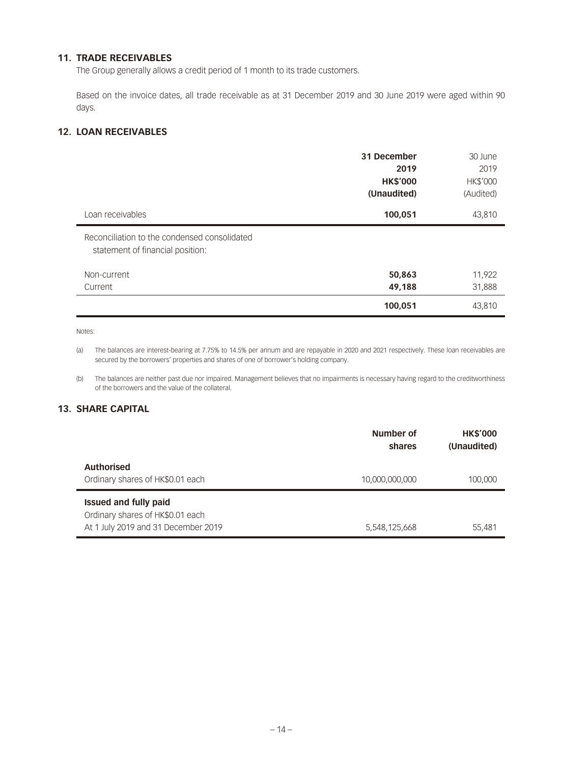## 11. TRADE RECEIVABLES

The Group generally allows a credit period of 1 month to its trade customers.

Based on the invoice dates, all trade receivable as at 31 December 2019 and 30 June 2019 were aged within 90 days.

## 12. LOAN RECEIVABLES

| | **31 December 2019 HK$'000 (Unaudited)** | 30 June 2019 HK$'000 (Audited) |
|---|---|---|
| Loan receivables | **100,051** | 43,810 |
| Reconciliation to the condensed consolidated statement of financial position: | | |
| Non-current | **50,863** | 11,922 |
| Current | **49,188** | 31,888 |
| | **100,051** | 43,810 |

Notes:

(a) The balances are interest-bearing at 7.75% to 14.5% per annum and are repayable in 2020 and 2021 respectively. These loan receivables are secured by the borrowers' properties and shares of one of borrower's holding company.

(b) The balances are neither past due nor impaired. Management believes that no impairments is necessary having regard to the creditworthiness of the borrowers and the value of the collateral.

## 13. SHARE CAPITAL

| | **Number of shares** | **HK$'000 (Unaudited)** |
|---|---|---|
| **Authorised** | | |
| Ordinary shares of HK$0.01 each | 10,000,000,000 | 100,000 |
| **Issued and fully paid** | | |
| Ordinary shares of HK$0.01 each | | |
| At 1 July 2019 and 31 December 2019 | 5,548,125,668 | 55,481 |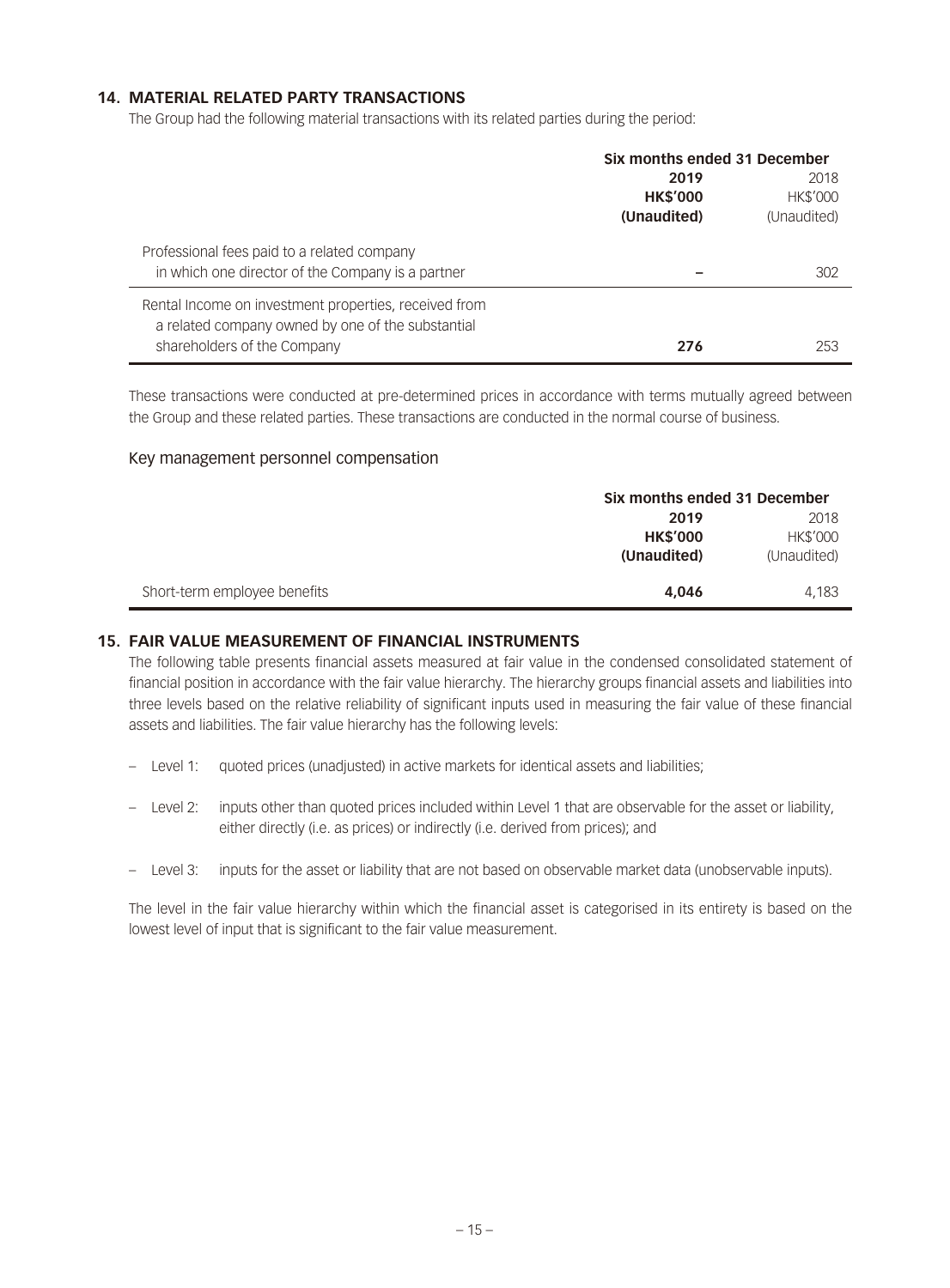## 14. MATERIAL RELATED PARTY TRANSACTIONS

The Group had the following material transactions with its related parties during the period:

| | Six months ended 31 December | |
|---|---|---|
| | **2019** | 2018 |
| | **HK$'000** | HK$'000 |
| | **(Unaudited)** | (Unaudited) |
| Professional fees paid to a related company in which one director of the Company is a partner | **–** | 302 |
| Rental Income on investment properties, received from a related company owned by one of the substantial shareholders of the Company | **276** | 253 |

These transactions were conducted at pre-determined prices in accordance with terms mutually agreed between the Group and these related parties. These transactions are conducted in the normal course of business.

### Key management personnel compensation

| | Six months ended 31 December | |
|---|---|---|
| | **2019** | 2018 |
| | **HK$'000** | HK$'000 |
| | **(Unaudited)** | (Unaudited) |
| Short-term employee benefits | **4,046** | 4,183 |

## 15. FAIR VALUE MEASUREMENT OF FINANCIAL INSTRUMENTS

The following table presents financial assets measured at fair value in the condensed consolidated statement of financial position in accordance with the fair value hierarchy. The hierarchy groups financial assets and liabilities into three levels based on the relative reliability of significant inputs used in measuring the fair value of these financial assets and liabilities. The fair value hierarchy has the following levels:

- Level 1: quoted prices (unadjusted) in active markets for identical assets and liabilities;
- Level 2: inputs other than quoted prices included within Level 1 that are observable for the asset or liability, either directly (i.e. as prices) or indirectly (i.e. derived from prices); and
- Level 3: inputs for the asset or liability that are not based on observable market data (unobservable inputs).

The level in the fair value hierarchy within which the financial asset is categorised in its entirety is based on the lowest level of input that is significant to the fair value measurement.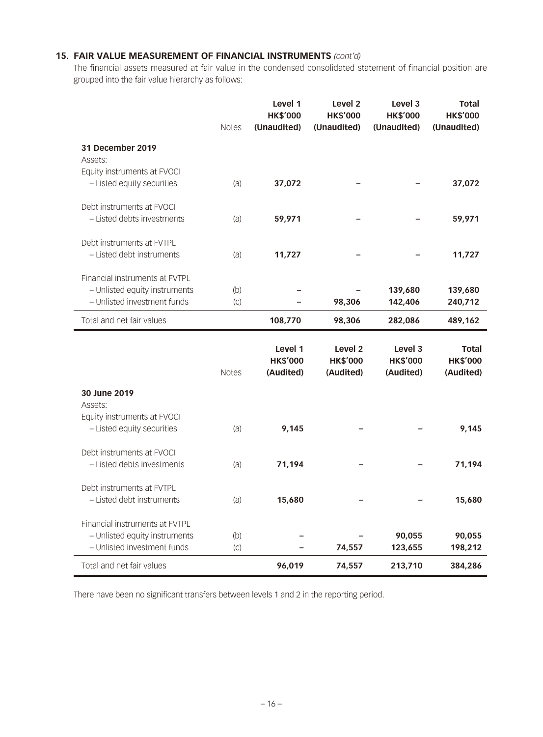## 15. FAIR VALUE MEASUREMENT OF FINANCIAL INSTRUMENTS *(cont'd)*

The financial assets measured at fair value in the condensed consolidated statement of financial position are grouped into the fair value hierarchy as follows:

| | Notes | Level 1 HK$'000 (Unaudited) | Level 2 HK$'000 (Unaudited) | Level 3 HK$'000 (Unaudited) | Total HK$'000 (Unaudited) |
|---|---|---|---|---|---|
| **31 December 2019** | | | | | |
| Assets: | | | | | |
| Equity instruments at FVOCI | | | | | |
| – Listed equity securities | (a) | **37,072** | **–** | **–** | **37,072** |
| Debt instruments at FVOCI | | | | | |
| – Listed debts investments | (a) | **59,971** | **–** | **–** | **59,971** |
| Debt instruments at FVTPL | | | | | |
| – Listed debt instruments | (a) | **11,727** | **–** | **–** | **11,727** |
| Financial instruments at FVTPL | | | | | |
| – Unlisted equity instruments | (b) | **–** | **–** | **139,680** | **139,680** |
| – Unlisted investment funds | (c) | **–** | **98,306** | **142,406** | **240,712** |
| Total and net fair values | | **108,770** | **98,306** | **282,086** | **489,162** |

| | Notes | Level 1 HK$'000 (Audited) | Level 2 HK$'000 (Audited) | Level 3 HK$'000 (Audited) | Total HK$'000 (Audited) |
|---|---|---|---|---|---|
| **30 June 2019** | | | | | |
| Assets: | | | | | |
| Equity instruments at FVOCI | | | | | |
| – Listed equity securities | (a) | 9,145 | – | – | 9,145 |
| Debt instruments at FVOCI | | | | | |
| – Listed debts investments | (a) | 71,194 | – | – | 71,194 |
| Debt instruments at FVTPL | | | | | |
| – Listed debt instruments | (a) | 15,680 | – | – | 15,680 |
| Financial instruments at FVTPL | | | | | |
| – Unlisted equity instruments | (b) | – | – | 90,055 | 90,055 |
| – Unlisted investment funds | (c) | – | 74,557 | 123,655 | 198,212 |
| Total and net fair values | | 96,019 | 74,557 | 213,710 | 384,286 |

There have been no significant transfers between levels 1 and 2 in the reporting period.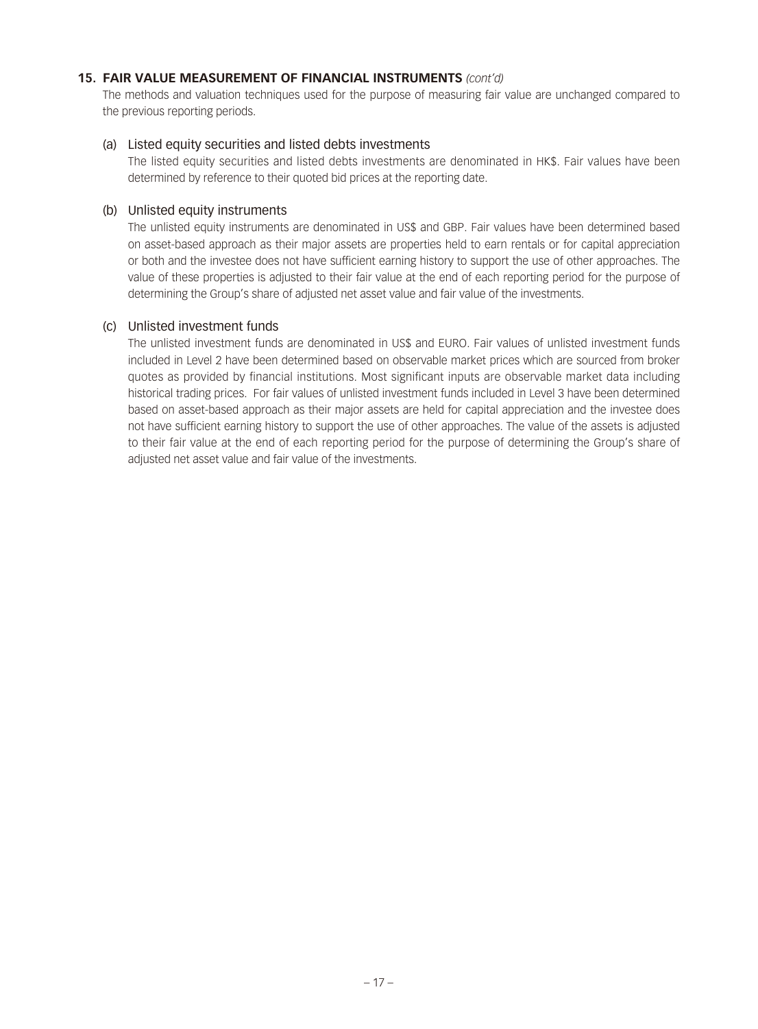## 15. FAIR VALUE MEASUREMENT OF FINANCIAL INSTRUMENTS *(cont'd)*

The methods and valuation techniques used for the purpose of measuring fair value are unchanged compared to the previous reporting periods.

### (a) Listed equity securities and listed debts investments

The listed equity securities and listed debts investments are denominated in HK$. Fair values have been determined by reference to their quoted bid prices at the reporting date.

### (b) Unlisted equity instruments

The unlisted equity instruments are denominated in US$ and GBP. Fair values have been determined based on asset-based approach as their major assets are properties held to earn rentals or for capital appreciation or both and the investee does not have sufficient earning history to support the use of other approaches. The value of these properties is adjusted to their fair value at the end of each reporting period for the purpose of determining the Group's share of adjusted net asset value and fair value of the investments.

### (c) Unlisted investment funds

The unlisted investment funds are denominated in US$ and EURO. Fair values of unlisted investment funds included in Level 2 have been determined based on observable market prices which are sourced from broker quotes as provided by financial institutions. Most significant inputs are observable market data including historical trading prices. For fair values of unlisted investment funds included in Level 3 have been determined based on asset-based approach as their major assets are held for capital appreciation and the investee does not have sufficient earning history to support the use of other approaches. The value of the assets is adjusted to their fair value at the end of each reporting period for the purpose of determining the Group's share of adjusted net asset value and fair value of the investments.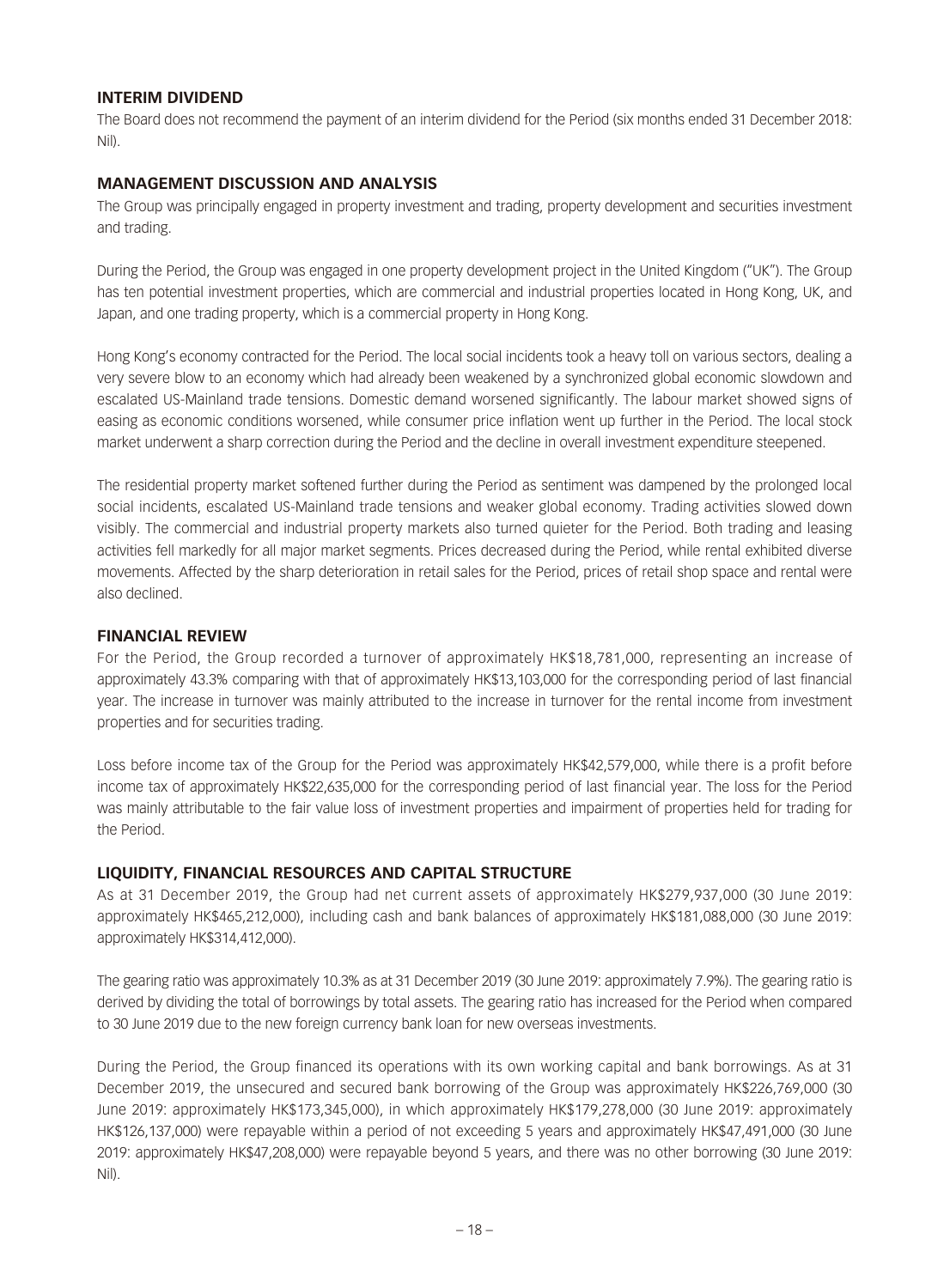## INTERIM DIVIDEND

The Board does not recommend the payment of an interim dividend for the Period (six months ended 31 December 2018: Nil).

## MANAGEMENT DISCUSSION AND ANALYSIS

The Group was principally engaged in property investment and trading, property development and securities investment and trading.

During the Period, the Group was engaged in one property development project in the United Kingdom ("UK"). The Group has ten potential investment properties, which are commercial and industrial properties located in Hong Kong, UK, and Japan, and one trading property, which is a commercial property in Hong Kong.

Hong Kong's economy contracted for the Period. The local social incidents took a heavy toll on various sectors, dealing a very severe blow to an economy which had already been weakened by a synchronized global economic slowdown and escalated US-Mainland trade tensions. Domestic demand worsened significantly. The labour market showed signs of easing as economic conditions worsened, while consumer price inflation went up further in the Period. The local stock market underwent a sharp correction during the Period and the decline in overall investment expenditure steepened.

The residential property market softened further during the Period as sentiment was dampened by the prolonged local social incidents, escalated US-Mainland trade tensions and weaker global economy. Trading activities slowed down visibly. The commercial and industrial property markets also turned quieter for the Period. Both trading and leasing activities fell markedly for all major market segments. Prices decreased during the Period, while rental exhibited diverse movements. Affected by the sharp deterioration in retail sales for the Period, prices of retail shop space and rental were also declined.

## FINANCIAL REVIEW

For the Period, the Group recorded a turnover of approximately HK$18,781,000, representing an increase of approximately 43.3% comparing with that of approximately HK$13,103,000 for the corresponding period of last financial year. The increase in turnover was mainly attributed to the increase in turnover for the rental income from investment properties and for securities trading.

Loss before income tax of the Group for the Period was approximately HK$42,579,000, while there is a profit before income tax of approximately HK$22,635,000 for the corresponding period of last financial year. The loss for the Period was mainly attributable to the fair value loss of investment properties and impairment of properties held for trading for the Period.

## LIQUIDITY, FINANCIAL RESOURCES AND CAPITAL STRUCTURE

As at 31 December 2019, the Group had net current assets of approximately HK$279,937,000 (30 June 2019: approximately HK$465,212,000), including cash and bank balances of approximately HK$181,088,000 (30 June 2019: approximately HK$314,412,000).

The gearing ratio was approximately 10.3% as at 31 December 2019 (30 June 2019: approximately 7.9%). The gearing ratio is derived by dividing the total of borrowings by total assets. The gearing ratio has increased for the Period when compared to 30 June 2019 due to the new foreign currency bank loan for new overseas investments.

During the Period, the Group financed its operations with its own working capital and bank borrowings. As at 31 December 2019, the unsecured and secured bank borrowing of the Group was approximately HK$226,769,000 (30 June 2019: approximately HK$173,345,000), in which approximately HK$179,278,000 (30 June 2019: approximately HK$126,137,000) were repayable within a period of not exceeding 5 years and approximately HK$47,491,000 (30 June 2019: approximately HK$47,208,000) were repayable beyond 5 years, and there was no other borrowing (30 June 2019: Nil).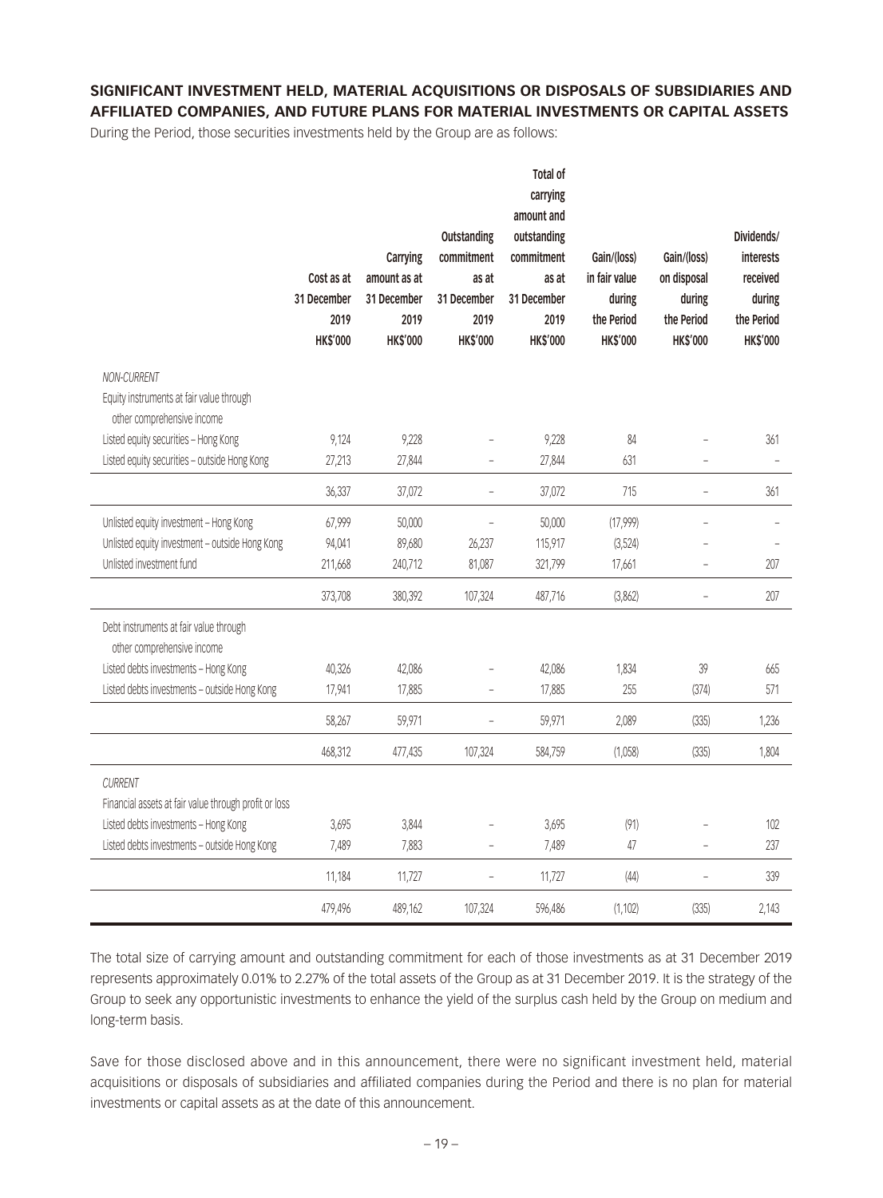## SIGNIFICANT INVESTMENT HELD, MATERIAL ACQUISITIONS OR DISPOSALS OF SUBSIDIARIES AND AFFILIATED COMPANIES, AND FUTURE PLANS FOR MATERIAL INVESTMENTS OR CAPITAL ASSETS

During the Period, those securities investments held by the Group are as follows:

| | Cost as at 31 December 2019 HK$'000 | Carrying amount as at 31 December 2019 HK$'000 | Outstanding commitment as at 31 December 2019 HK$'000 | Total of carrying amount and outstanding commitment as at 31 December 2019 HK$'000 | Gain/(loss) in fair value during the Period HK$'000 | Gain/(loss) on disposal during the Period HK$'000 | Dividends/ interests received during the Period HK$'000 |
|---|---|---|---|---|---|---|---|
| *NON-CURRENT* | | | | | | | |
| Equity instruments at fair value through other comprehensive income | | | | | | | |
| Listed equity securities – Hong Kong | 9,124 | 9,228 | – | 9,228 | 84 | – | 361 |
| Listed equity securities – outside Hong Kong | 27,213 | 27,844 | – | 27,844 | 631 | – | – |
| | 36,337 | 37,072 | – | 37,072 | 715 | – | 361 |
| Unlisted equity investment – Hong Kong | 67,999 | 50,000 | – | 50,000 | (17,999) | – | – |
| Unlisted equity investment – outside Hong Kong | 94,041 | 89,680 | 26,237 | 115,917 | (3,524) | – | – |
| Unlisted investment fund | 211,668 | 240,712 | 81,087 | 321,799 | 17,661 | – | 207 |
| | 373,708 | 380,392 | 107,324 | 487,716 | (3,862) | – | 207 |
| Debt instruments at fair value through other comprehensive income | | | | | | | |
| Listed debts investments – Hong Kong | 40,326 | 42,086 | – | 42,086 | 1,834 | 39 | 665 |
| Listed debts investments – outside Hong Kong | 17,941 | 17,885 | – | 17,885 | 255 | (374) | 571 |
| | 58,267 | 59,971 | – | 59,971 | 2,089 | (335) | 1,236 |
| | 468,312 | 477,435 | 107,324 | 584,759 | (1,058) | (335) | 1,804 |
| *CURRENT* | | | | | | | |
| Financial assets at fair value through profit or loss | | | | | | | |
| Listed debts investments – Hong Kong | 3,695 | 3,844 | – | 3,695 | (91) | – | 102 |
| Listed debts investments – outside Hong Kong | 7,489 | 7,883 | – | 7,489 | 47 | – | 237 |
| | 11,184 | 11,727 | – | 11,727 | (44) | – | 339 |
| | 479,496 | 489,162 | 107,324 | 596,486 | (1,102) | (335) | 2,143 |

The total size of carrying amount and outstanding commitment for each of those investments as at 31 December 2019 represents approximately 0.01% to 2.27% of the total assets of the Group as at 31 December 2019. It is the strategy of the Group to seek any opportunistic investments to enhance the yield of the surplus cash held by the Group on medium and long-term basis.

Save for those disclosed above and in this announcement, there were no significant investment held, material acquisitions or disposals of subsidiaries and affiliated companies during the Period and there is no plan for material investments or capital assets as at the date of this announcement.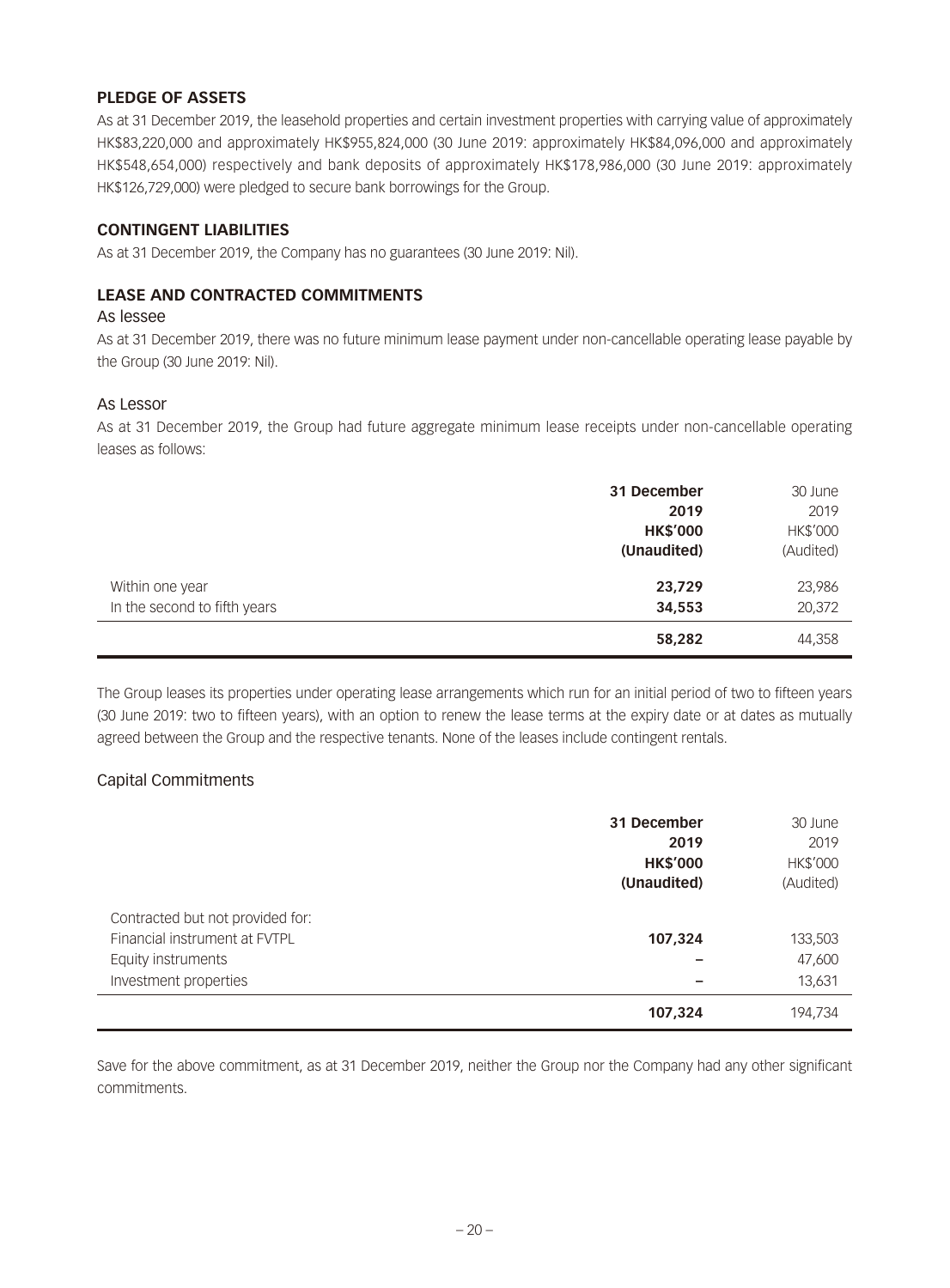## PLEDGE OF ASSETS

As at 31 December 2019, the leasehold properties and certain investment properties with carrying value of approximately HK$83,220,000 and approximately HK$955,824,000 (30 June 2019: approximately HK$84,096,000 and approximately HK$548,654,000) respectively and bank deposits of approximately HK$178,986,000 (30 June 2019: approximately HK$126,729,000) were pledged to secure bank borrowings for the Group.

## CONTINGENT LIABILITIES

As at 31 December 2019, the Company has no guarantees (30 June 2019: Nil).

## LEASE AND CONTRACTED COMMITMENTS

### As lessee

As at 31 December 2019, there was no future minimum lease payment under non-cancellable operating lease payable by the Group (30 June 2019: Nil).

### As Lessor

As at 31 December 2019, the Group had future aggregate minimum lease receipts under non-cancellable operating leases as follows:

| | **31 December 2019 HK$'000 (Unaudited)** | 30 June 2019 HK$'000 (Audited) |
|---|---|---|
| Within one year | **23,729** | 23,986 |
| In the second to fifth years | **34,553** | 20,372 |
| | **58,282** | 44,358 |

The Group leases its properties under operating lease arrangements which run for an initial period of two to fifteen years (30 June 2019: two to fifteen years), with an option to renew the lease terms at the expiry date or at dates as mutually agreed between the Group and the respective tenants. None of the leases include contingent rentals.

### Capital Commitments

| | **31 December 2019 HK$'000 (Unaudited)** | 30 June 2019 HK$'000 (Audited) |
|---|---|---|
| Contracted but not provided for: | | |
| Financial instrument at FVTPL | **107,324** | 133,503 |
| Equity instruments | **–** | 47,600 |
| Investment properties | **–** | 13,631 |
| | **107,324** | 194,734 |

Save for the above commitment, as at 31 December 2019, neither the Group nor the Company had any other significant commitments.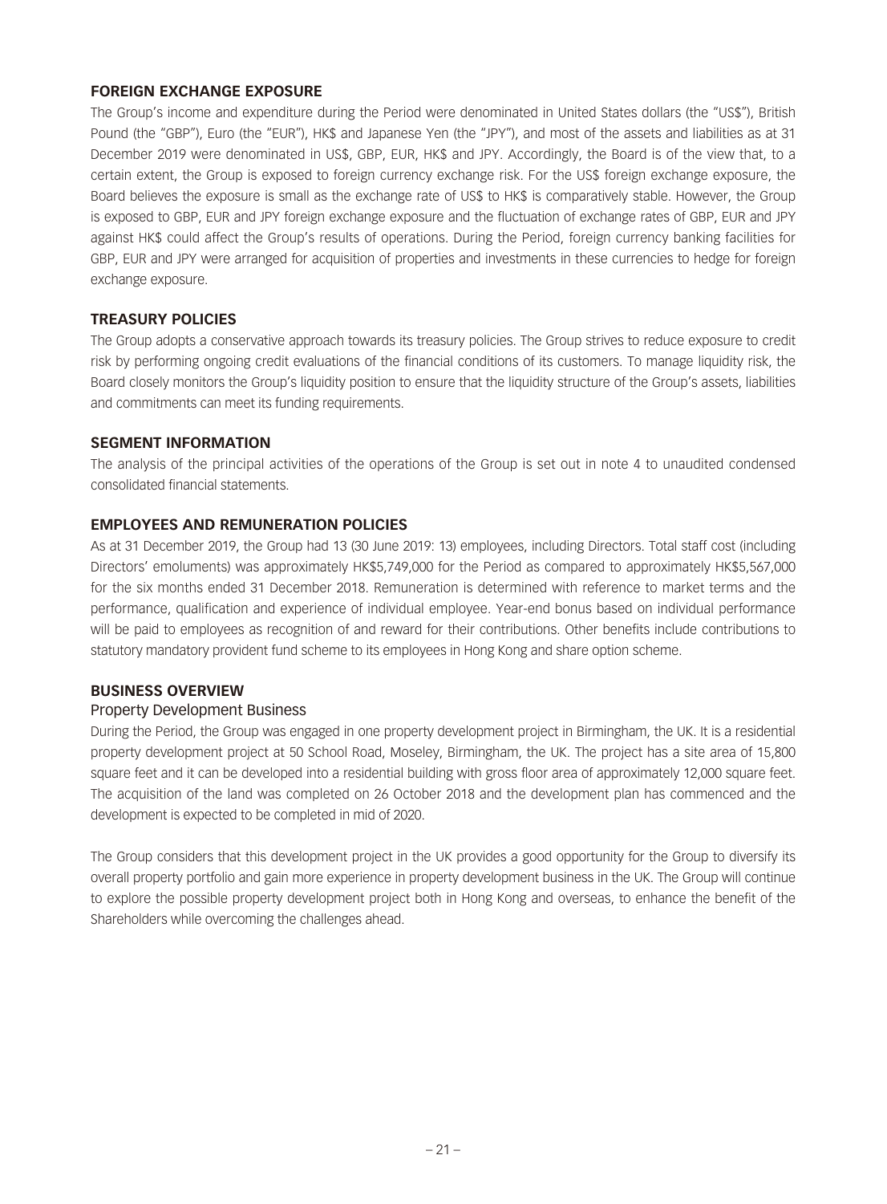## FOREIGN EXCHANGE EXPOSURE

The Group's income and expenditure during the Period were denominated in United States dollars (the "US$"), British Pound (the "GBP"), Euro (the "EUR"), HK$ and Japanese Yen (the "JPY"), and most of the assets and liabilities as at 31 December 2019 were denominated in US$, GBP, EUR, HK$ and JPY. Accordingly, the Board is of the view that, to a certain extent, the Group is exposed to foreign currency exchange risk. For the US$ foreign exchange exposure, the Board believes the exposure is small as the exchange rate of US$ to HK$ is comparatively stable. However, the Group is exposed to GBP, EUR and JPY foreign exchange exposure and the fluctuation of exchange rates of GBP, EUR and JPY against HK$ could affect the Group's results of operations. During the Period, foreign currency banking facilities for GBP, EUR and JPY were arranged for acquisition of properties and investments in these currencies to hedge for foreign exchange exposure.

## TREASURY POLICIES

The Group adopts a conservative approach towards its treasury policies. The Group strives to reduce exposure to credit risk by performing ongoing credit evaluations of the financial conditions of its customers. To manage liquidity risk, the Board closely monitors the Group's liquidity position to ensure that the liquidity structure of the Group's assets, liabilities and commitments can meet its funding requirements.

## SEGMENT INFORMATION

The analysis of the principal activities of the operations of the Group is set out in note 4 to unaudited condensed consolidated financial statements.

## EMPLOYEES AND REMUNERATION POLICIES

As at 31 December 2019, the Group had 13 (30 June 2019: 13) employees, including Directors. Total staff cost (including Directors' emoluments) was approximately HK$5,749,000 for the Period as compared to approximately HK$5,567,000 for the six months ended 31 December 2018. Remuneration is determined with reference to market terms and the performance, qualification and experience of individual employee. Year-end bonus based on individual performance will be paid to employees as recognition of and reward for their contributions. Other benefits include contributions to statutory mandatory provident fund scheme to its employees in Hong Kong and share option scheme.

## BUSINESS OVERVIEW

### Property Development Business

During the Period, the Group was engaged in one property development project in Birmingham, the UK. It is a residential property development project at 50 School Road, Moseley, Birmingham, the UK. The project has a site area of 15,800 square feet and it can be developed into a residential building with gross floor area of approximately 12,000 square feet. The acquisition of the land was completed on 26 October 2018 and the development plan has commenced and the development is expected to be completed in mid of 2020.

The Group considers that this development project in the UK provides a good opportunity for the Group to diversify its overall property portfolio and gain more experience in property development business in the UK. The Group will continue to explore the possible property development project both in Hong Kong and overseas, to enhance the benefit of the Shareholders while overcoming the challenges ahead.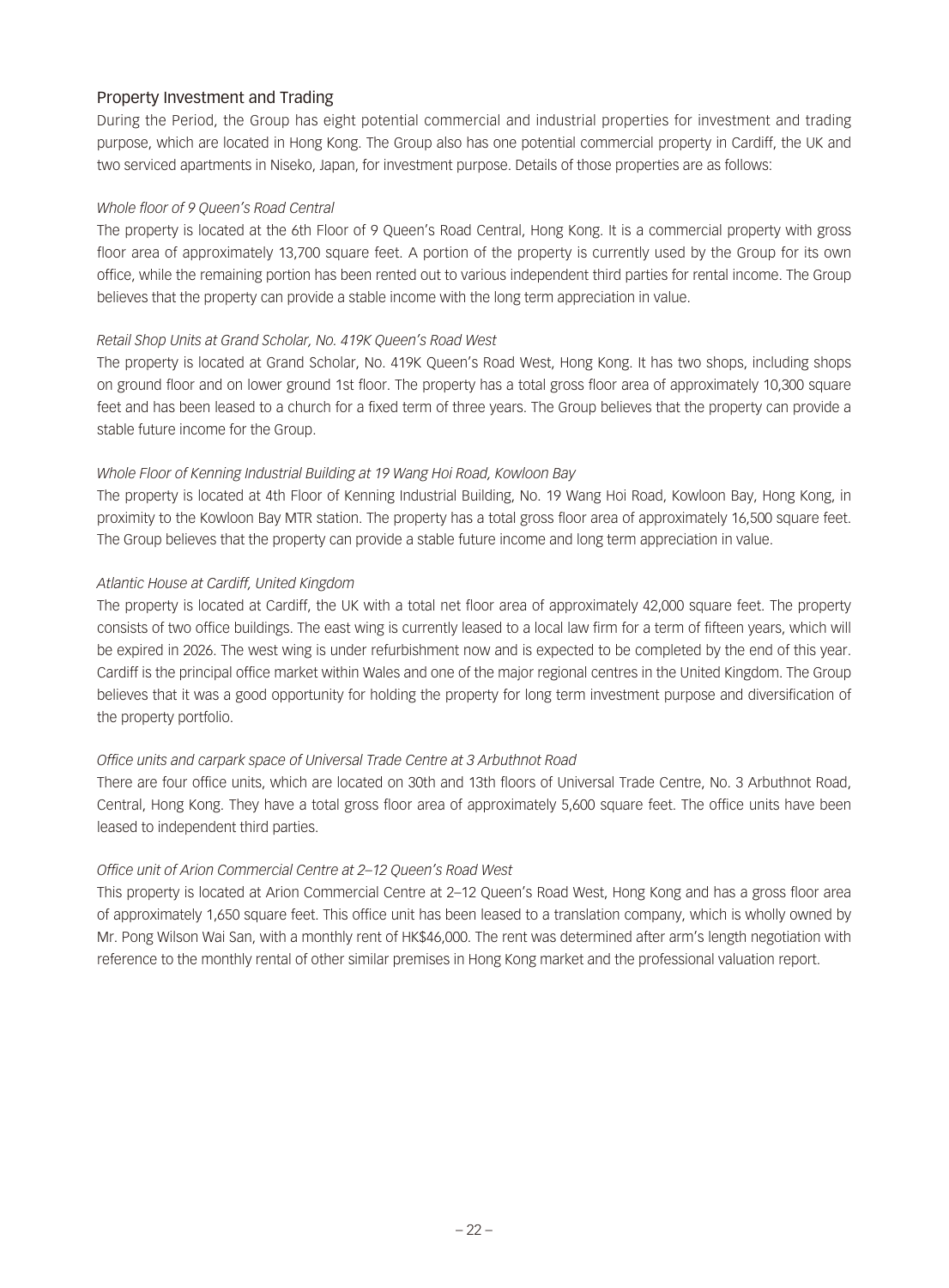## Property Investment and Trading

During the Period, the Group has eight potential commercial and industrial properties for investment and trading purpose, which are located in Hong Kong. The Group also has one potential commercial property in Cardiff, the UK and two serviced apartments in Niseko, Japan, for investment purpose. Details of those properties are as follows:

*Whole floor of 9 Queen's Road Central*

The property is located at the 6th Floor of 9 Queen's Road Central, Hong Kong. It is a commercial property with gross floor area of approximately 13,700 square feet. A portion of the property is currently used by the Group for its own office, while the remaining portion has been rented out to various independent third parties for rental income. The Group believes that the property can provide a stable income with the long term appreciation in value.

*Retail Shop Units at Grand Scholar, No. 419K Queen's Road West*

The property is located at Grand Scholar, No. 419K Queen's Road West, Hong Kong. It has two shops, including shops on ground floor and on lower ground 1st floor. The property has a total gross floor area of approximately 10,300 square feet and has been leased to a church for a fixed term of three years. The Group believes that the property can provide a stable future income for the Group.

*Whole Floor of Kenning Industrial Building at 19 Wang Hoi Road, Kowloon Bay*

The property is located at 4th Floor of Kenning Industrial Building, No. 19 Wang Hoi Road, Kowloon Bay, Hong Kong, in proximity to the Kowloon Bay MTR station. The property has a total gross floor area of approximately 16,500 square feet. The Group believes that the property can provide a stable future income and long term appreciation in value.

*Atlantic House at Cardiff, United Kingdom*

The property is located at Cardiff, the UK with a total net floor area of approximately 42,000 square feet. The property consists of two office buildings. The east wing is currently leased to a local law firm for a term of fifteen years, which will be expired in 2026. The west wing is under refurbishment now and is expected to be completed by the end of this year. Cardiff is the principal office market within Wales and one of the major regional centres in the United Kingdom. The Group believes that it was a good opportunity for holding the property for long term investment purpose and diversification of the property portfolio.

*Office units and carpark space of Universal Trade Centre at 3 Arbuthnot Road*

There are four office units, which are located on 30th and 13th floors of Universal Trade Centre, No. 3 Arbuthnot Road, Central, Hong Kong. They have a total gross floor area of approximately 5,600 square feet. The office units have been leased to independent third parties.

*Office unit of Arion Commercial Centre at 2–12 Queen's Road West*

This property is located at Arion Commercial Centre at 2–12 Queen's Road West, Hong Kong and has a gross floor area of approximately 1,650 square feet. This office unit has been leased to a translation company, which is wholly owned by Mr. Pong Wilson Wai San, with a monthly rent of HK$46,000. The rent was determined after arm's length negotiation with reference to the monthly rental of other similar premises in Hong Kong market and the professional valuation report.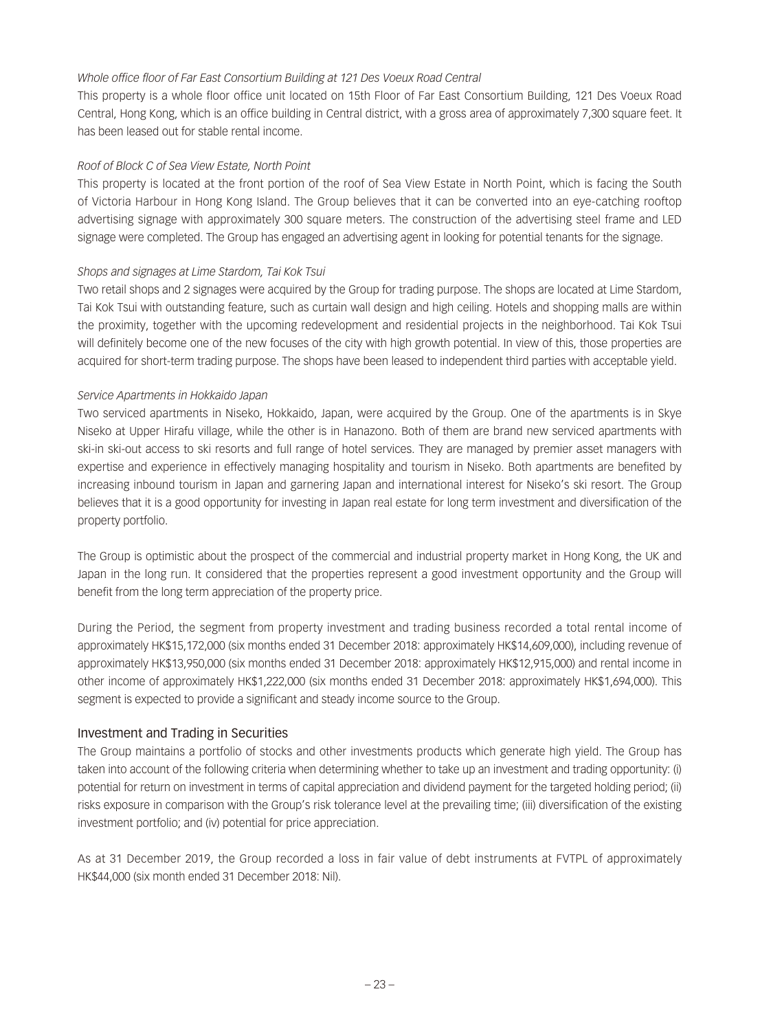*Whole office floor of Far East Consortium Building at 121 Des Voeux Road Central*

This property is a whole floor office unit located on 15th Floor of Far East Consortium Building, 121 Des Voeux Road Central, Hong Kong, which is an office building in Central district, with a gross area of approximately 7,300 square feet. It has been leased out for stable rental income.

*Roof of Block C of Sea View Estate, North Point*

This property is located at the front portion of the roof of Sea View Estate in North Point, which is facing the South of Victoria Harbour in Hong Kong Island. The Group believes that it can be converted into an eye-catching rooftop advertising signage with approximately 300 square meters. The construction of the advertising steel frame and LED signage were completed. The Group has engaged an advertising agent in looking for potential tenants for the signage.

*Shops and signages at Lime Stardom, Tai Kok Tsui*

Two retail shops and 2 signages were acquired by the Group for trading purpose. The shops are located at Lime Stardom, Tai Kok Tsui with outstanding feature, such as curtain wall design and high ceiling. Hotels and shopping malls are within the proximity, together with the upcoming redevelopment and residential projects in the neighborhood. Tai Kok Tsui will definitely become one of the new focuses of the city with high growth potential. In view of this, those properties are acquired for short-term trading purpose. The shops have been leased to independent third parties with acceptable yield.

*Service Apartments in Hokkaido Japan*

Two serviced apartments in Niseko, Hokkaido, Japan, were acquired by the Group. One of the apartments is in Skye Niseko at Upper Hirafu village, while the other is in Hanazono. Both of them are brand new serviced apartments with ski-in ski-out access to ski resorts and full range of hotel services. They are managed by premier asset managers with expertise and experience in effectively managing hospitality and tourism in Niseko. Both apartments are benefited by increasing inbound tourism in Japan and garnering Japan and international interest for Niseko's ski resort. The Group believes that it is a good opportunity for investing in Japan real estate for long term investment and diversification of the property portfolio.

The Group is optimistic about the prospect of the commercial and industrial property market in Hong Kong, the UK and Japan in the long run. It considered that the properties represent a good investment opportunity and the Group will benefit from the long term appreciation of the property price.

During the Period, the segment from property investment and trading business recorded a total rental income of approximately HK$15,172,000 (six months ended 31 December 2018: approximately HK$14,609,000), including revenue of approximately HK$13,950,000 (six months ended 31 December 2018: approximately HK$12,915,000) and rental income in other income of approximately HK$1,222,000 (six months ended 31 December 2018: approximately HK$1,694,000). This segment is expected to provide a significant and steady income source to the Group.

## Investment and Trading in Securities

The Group maintains a portfolio of stocks and other investments products which generate high yield. The Group has taken into account of the following criteria when determining whether to take up an investment and trading opportunity: (i) potential for return on investment in terms of capital appreciation and dividend payment for the targeted holding period; (ii) risks exposure in comparison with the Group's risk tolerance level at the prevailing time; (iii) diversification of the existing investment portfolio; and (iv) potential for price appreciation.

As at 31 December 2019, the Group recorded a loss in fair value of debt instruments at FVTPL of approximately HK$44,000 (six month ended 31 December 2018: Nil).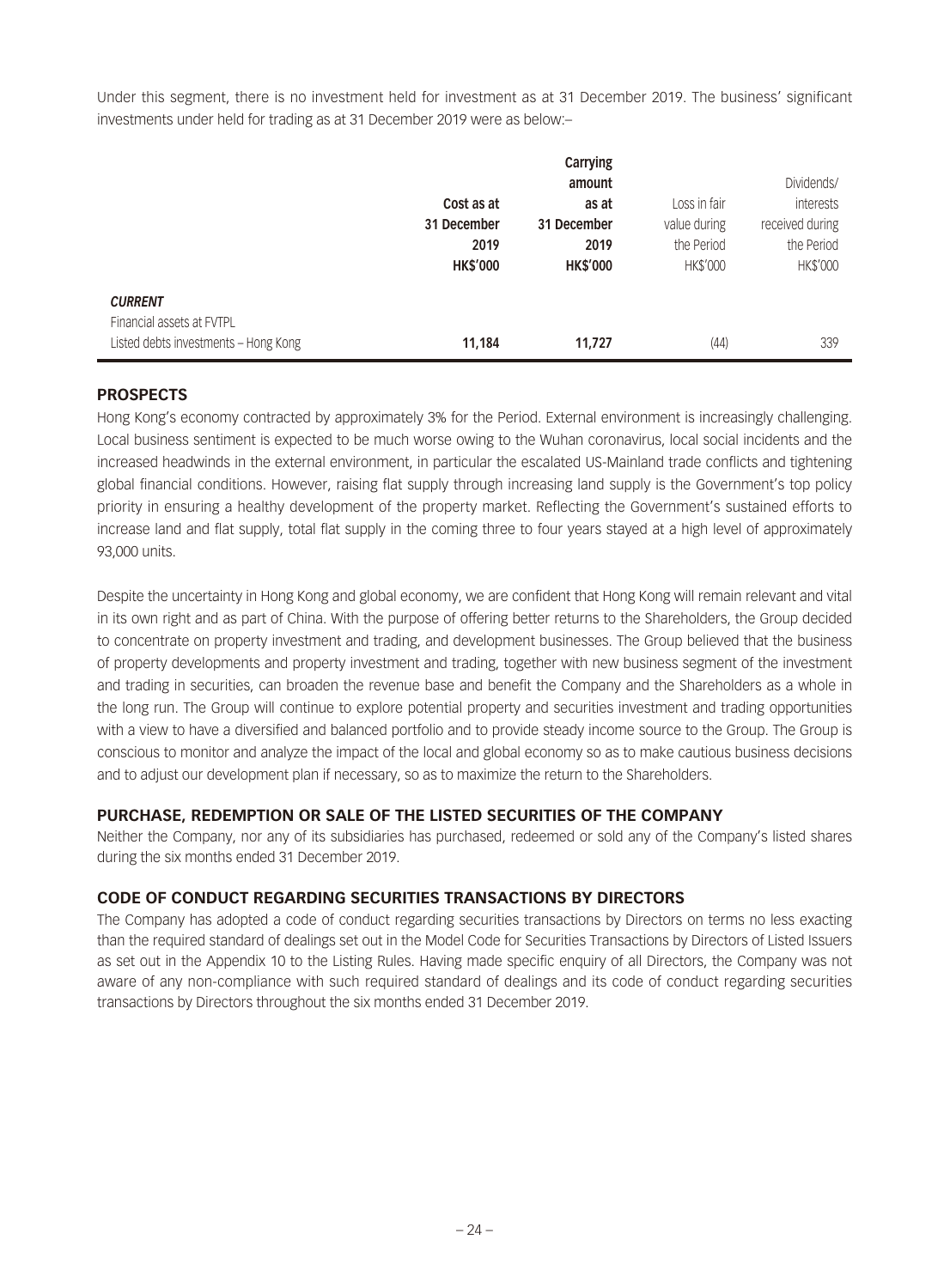Under this segment, there is no investment held for investment as at 31 December 2019. The business' significant investments under held for trading as at 31 December 2019 were as below:–

| | Cost as at 31 December 2019 HK$'000 | Carrying amount as at 31 December 2019 HK$'000 | Loss in fair value during the Period HK$'000 | Dividends/ interests received during the Period HK$'000 |
|---|---|---|---|---|
| ***CURRENT*** | | | | |
| Financial assets at FVTPL | | | | |
| Listed debts investments – Hong Kong | **11,184** | **11,727** | (44) | 339 |

## PROSPECTS

Hong Kong's economy contracted by approximately 3% for the Period. External environment is increasingly challenging. Local business sentiment is expected to be much worse owing to the Wuhan coronavirus, local social incidents and the increased headwinds in the external environment, in particular the escalated US-Mainland trade conflicts and tightening global financial conditions. However, raising flat supply through increasing land supply is the Government's top policy priority in ensuring a healthy development of the property market. Reflecting the Government's sustained efforts to increase land and flat supply, total flat supply in the coming three to four years stayed at a high level of approximately 93,000 units.

Despite the uncertainty in Hong Kong and global economy, we are confident that Hong Kong will remain relevant and vital in its own right and as part of China. With the purpose of offering better returns to the Shareholders, the Group decided to concentrate on property investment and trading, and development businesses. The Group believed that the business of property developments and property investment and trading, together with new business segment of the investment and trading in securities, can broaden the revenue base and benefit the Company and the Shareholders as a whole in the long run. The Group will continue to explore potential property and securities investment and trading opportunities with a view to have a diversified and balanced portfolio and to provide steady income source to the Group. The Group is conscious to monitor and analyze the impact of the local and global economy so as to make cautious business decisions and to adjust our development plan if necessary, so as to maximize the return to the Shareholders.

## PURCHASE, REDEMPTION OR SALE OF THE LISTED SECURITIES OF THE COMPANY

Neither the Company, nor any of its subsidiaries has purchased, redeemed or sold any of the Company's listed shares during the six months ended 31 December 2019.

## CODE OF CONDUCT REGARDING SECURITIES TRANSACTIONS BY DIRECTORS

The Company has adopted a code of conduct regarding securities transactions by Directors on terms no less exacting than the required standard of dealings set out in the Model Code for Securities Transactions by Directors of Listed Issuers as set out in the Appendix 10 to the Listing Rules. Having made specific enquiry of all Directors, the Company was not aware of any non-compliance with such required standard of dealings and its code of conduct regarding securities transactions by Directors throughout the six months ended 31 December 2019.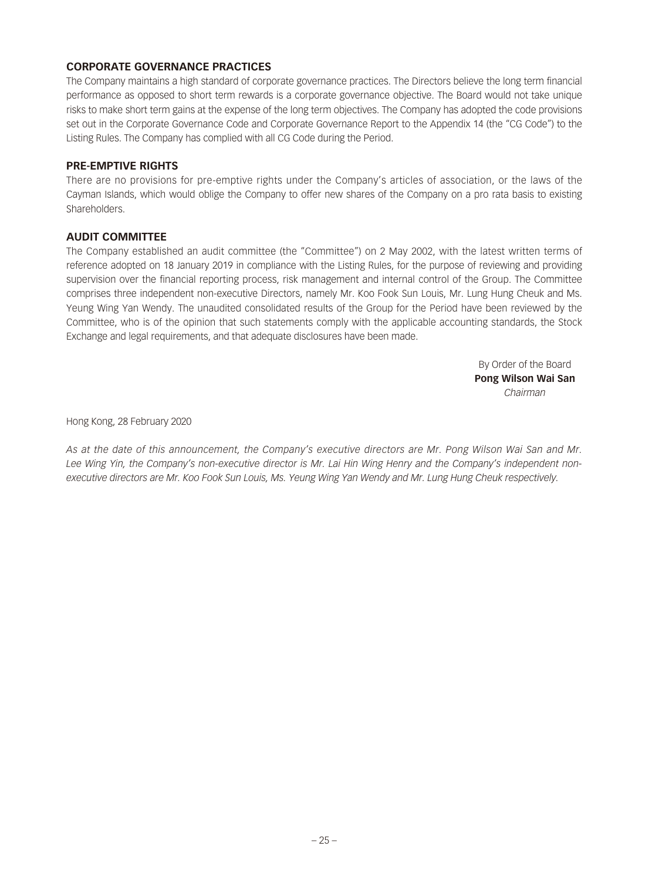## CORPORATE GOVERNANCE PRACTICES

The Company maintains a high standard of corporate governance practices. The Directors believe the long term financial performance as opposed to short term rewards is a corporate governance objective. The Board would not take unique risks to make short term gains at the expense of the long term objectives. The Company has adopted the code provisions set out in the Corporate Governance Code and Corporate Governance Report to the Appendix 14 (the "CG Code") to the Listing Rules. The Company has complied with all CG Code during the Period.

## PRE-EMPTIVE RIGHTS

There are no provisions for pre-emptive rights under the Company's articles of association, or the laws of the Cayman Islands, which would oblige the Company to offer new shares of the Company on a pro rata basis to existing Shareholders.

## AUDIT COMMITTEE

The Company established an audit committee (the "Committee") on 2 May 2002, with the latest written terms of reference adopted on 18 January 2019 in compliance with the Listing Rules, for the purpose of reviewing and providing supervision over the financial reporting process, risk management and internal control of the Group. The Committee comprises three independent non-executive Directors, namely Mr. Koo Fook Sun Louis, Mr. Lung Hung Cheuk and Ms. Yeung Wing Yan Wendy. The unaudited consolidated results of the Group for the Period have been reviewed by the Committee, who is of the opinion that such statements comply with the applicable accounting standards, the Stock Exchange and legal requirements, and that adequate disclosures have been made.

By Order of the Board
**Pong Wilson Wai San**
*Chairman*

Hong Kong, 28 February 2020

*As at the date of this announcement, the Company's executive directors are Mr. Pong Wilson Wai San and Mr. Lee Wing Yin, the Company's non-executive director is Mr. Lai Hin Wing Henry and the Company's independent non-executive directors are Mr. Koo Fook Sun Louis, Ms. Yeung Wing Yan Wendy and Mr. Lung Hung Cheuk respectively.*